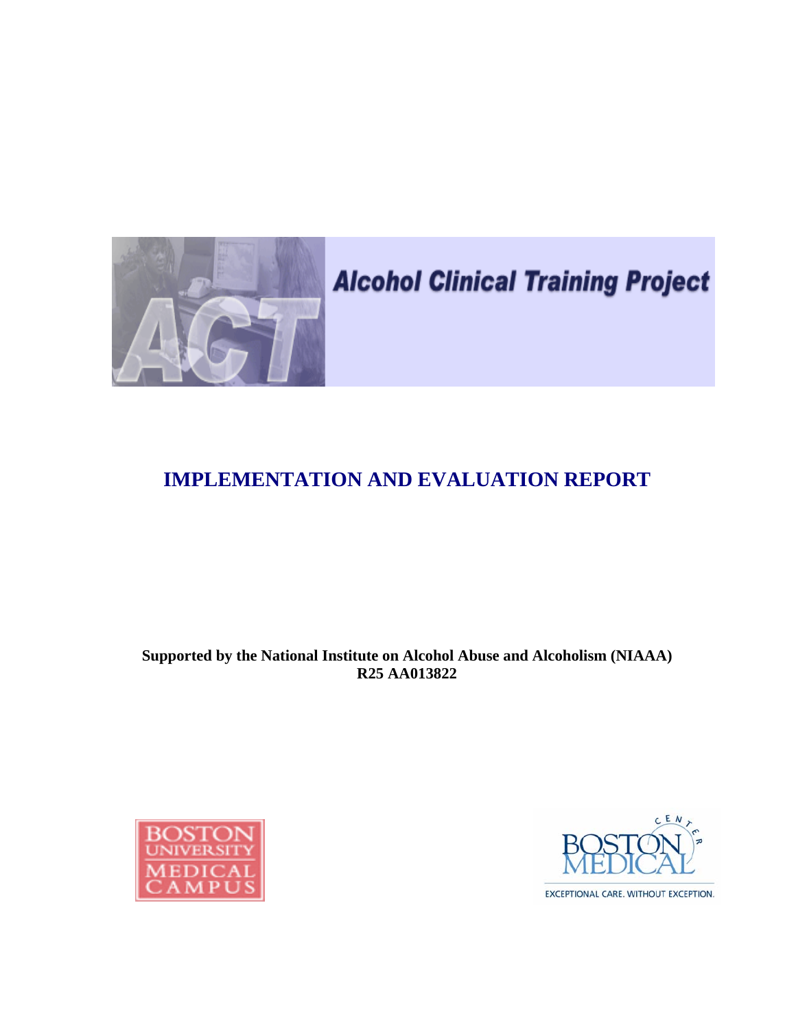# Alcohol Clinical Training Project

ACT

## IMPLEMENTATION AND EVALUATION REPORT

**Supported by the National Institute on Alcohol Abuse and Alcoholism (NIAAA)**
**R25 AA013822**

BOSTON UNIVERSITY MEDICAL CAMPUS

BOSTON MEDICAL CENTER

EXCEPTIONAL CARE. WITHOUT EXCEPTION.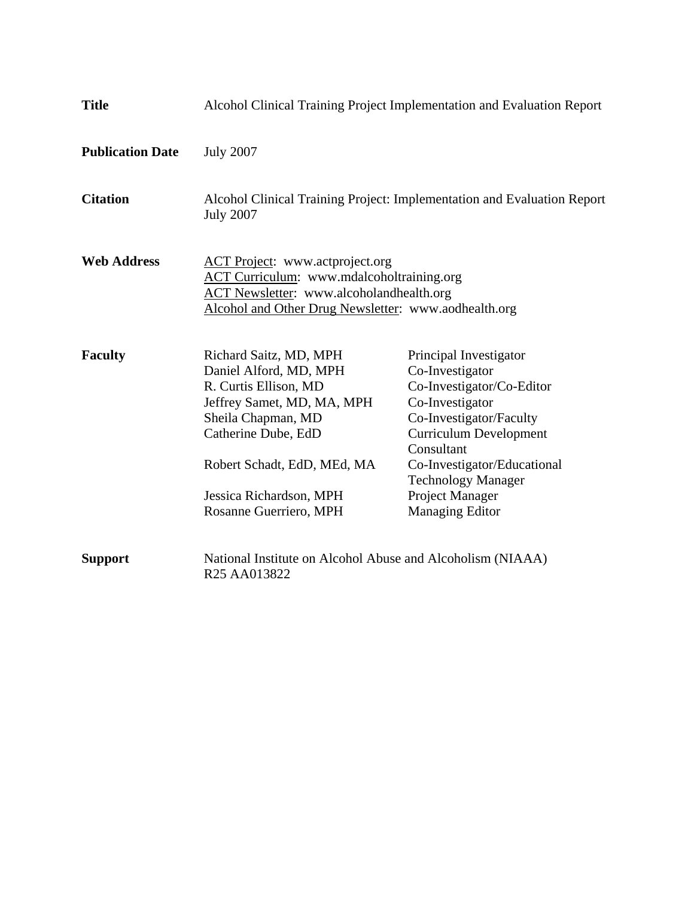**Title** Alcohol Clinical Training Project Implementation and Evaluation Report

**Publication Date** July 2007

**Citation** Alcohol Clinical Training Project: Implementation and Evaluation Report July 2007

**Web Address**
ACT Project: www.actproject.org
ACT Curriculum: www.mdalcoholtraining.org
ACT Newsletter: www.alcoholandhealth.org
Alcohol and Other Drug Newsletter: www.aodhealth.org

**Faculty**

| Name | Role |
|---|---|
| Richard Saitz, MD, MPH | Principal Investigator |
| Daniel Alford, MD, MPH | Co-Investigator |
| R. Curtis Ellison, MD | Co-Investigator/Co-Editor |
| Jeffrey Samet, MD, MA, MPH | Co-Investigator |
| Sheila Chapman, MD | Co-Investigator/Faculty |
| Catherine Dube, EdD | Curriculum Development Consultant |
| Robert Schadt, EdD, MEd, MA | Co-Investigator/Educational Technology Manager |
| Jessica Richardson, MPH | Project Manager |
| Rosanne Guerriero, MPH | Managing Editor |

**Support** National Institute on Alcohol Abuse and Alcoholism (NIAAA) R25 AA013822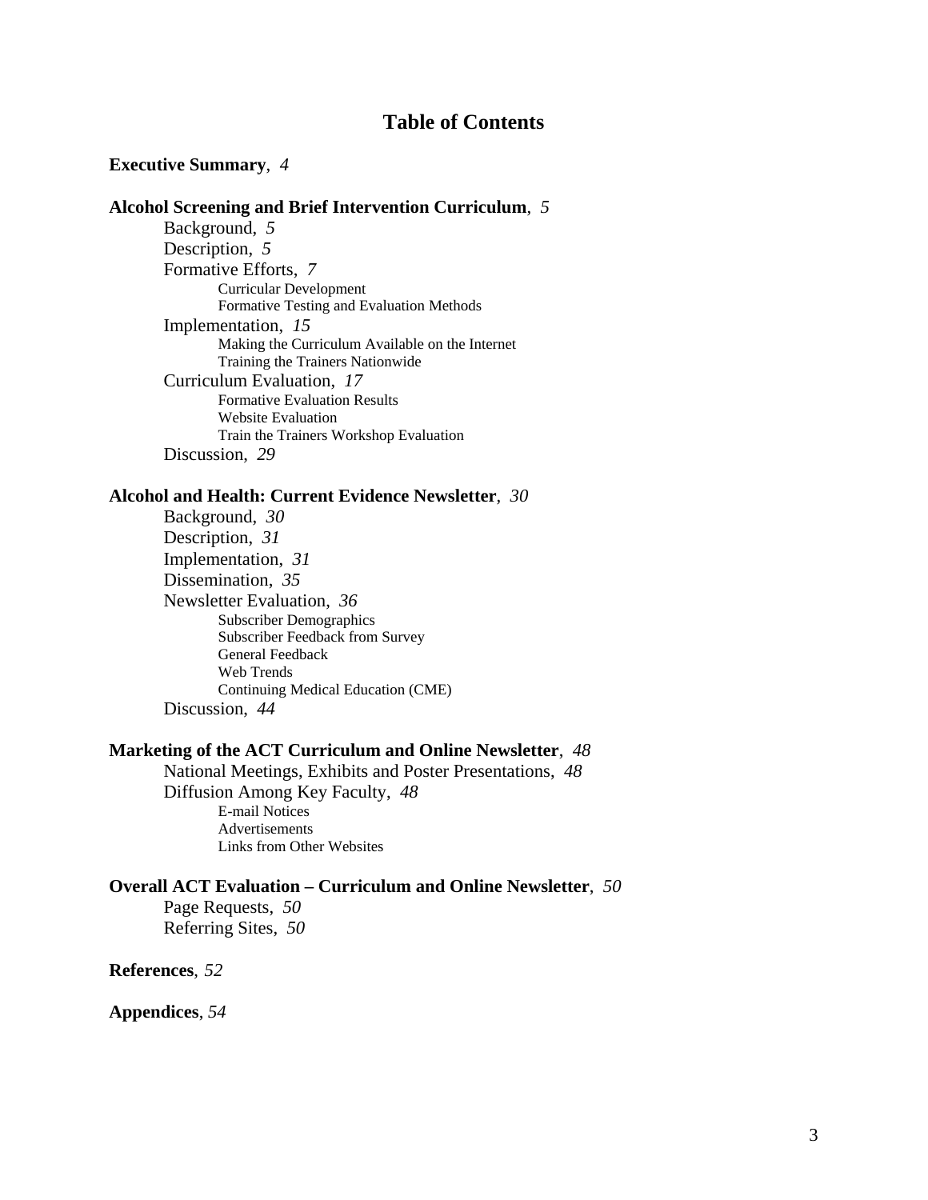# Table of Contents

**Executive Summary**, *4*

**Alcohol Screening and Brief Intervention Curriculum**, *5*

- Background, *5*
- Description, *5*
- Formative Efforts, *7*
  - Curricular Development
  - Formative Testing and Evaluation Methods
- Implementation, *15*
  - Making the Curriculum Available on the Internet
  - Training the Trainers Nationwide
- Curriculum Evaluation, *17*
  - Formative Evaluation Results
  - Website Evaluation
  - Train the Trainers Workshop Evaluation
- Discussion, *29*

**Alcohol and Health: Current Evidence Newsletter**, *30*

- Background, *30*
- Description, *31*
- Implementation, *31*
- Dissemination, *35*
- Newsletter Evaluation, *36*
  - Subscriber Demographics
  - Subscriber Feedback from Survey
  - General Feedback
  - Web Trends
  - Continuing Medical Education (CME)
- Discussion, *44*

**Marketing of the ACT Curriculum and Online Newsletter**, *48*

- National Meetings, Exhibits and Poster Presentations, *48*
- Diffusion Among Key Faculty, *48*
  - E-mail Notices
  - Advertisements
  - Links from Other Websites

**Overall ACT Evaluation – Curriculum and Online Newsletter**, *50*

- Page Requests, *50*
- Referring Sites, *50*

**References**, *52*

**Appendices**, *54*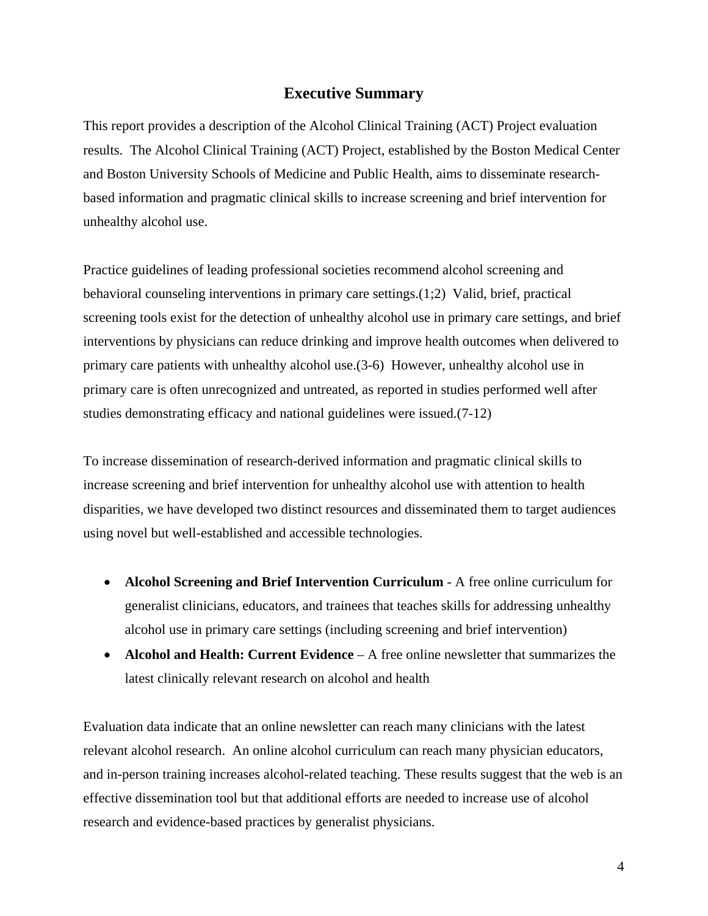## Executive Summary

This report provides a description of the Alcohol Clinical Training (ACT) Project evaluation results. The Alcohol Clinical Training (ACT) Project, established by the Boston Medical Center and Boston University Schools of Medicine and Public Health, aims to disseminate research-based information and pragmatic clinical skills to increase screening and brief intervention for unhealthy alcohol use.

Practice guidelines of leading professional societies recommend alcohol screening and behavioral counseling interventions in primary care settings.(1;2) Valid, brief, practical screening tools exist for the detection of unhealthy alcohol use in primary care settings, and brief interventions by physicians can reduce drinking and improve health outcomes when delivered to primary care patients with unhealthy alcohol use.(3-6) However, unhealthy alcohol use in primary care is often unrecognized and untreated, as reported in studies performed well after studies demonstrating efficacy and national guidelines were issued.(7-12)

To increase dissemination of research-derived information and pragmatic clinical skills to increase screening and brief intervention for unhealthy alcohol use with attention to health disparities, we have developed two distinct resources and disseminated them to target audiences using novel but well-established and accessible technologies.

- **Alcohol Screening and Brief Intervention Curriculum** - A free online curriculum for generalist clinicians, educators, and trainees that teaches skills for addressing unhealthy alcohol use in primary care settings (including screening and brief intervention)
- **Alcohol and Health: Current Evidence** – A free online newsletter that summarizes the latest clinically relevant research on alcohol and health

Evaluation data indicate that an online newsletter can reach many clinicians with the latest relevant alcohol research. An online alcohol curriculum can reach many physician educators, and in-person training increases alcohol-related teaching. These results suggest that the web is an effective dissemination tool but that additional efforts are needed to increase use of alcohol research and evidence-based practices by generalist physicians.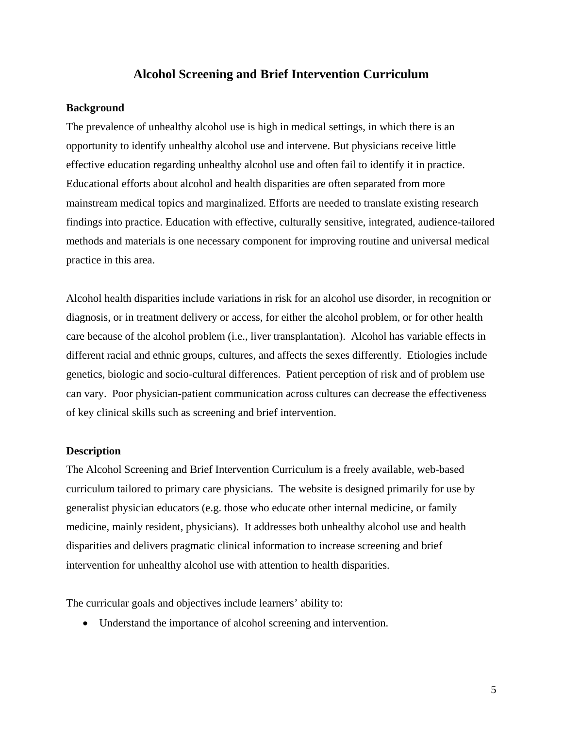# Alcohol Screening and Brief Intervention Curriculum

**Background**

The prevalence of unhealthy alcohol use is high in medical settings, in which there is an opportunity to identify unhealthy alcohol use and intervene. But physicians receive little effective education regarding unhealthy alcohol use and often fail to identify it in practice. Educational efforts about alcohol and health disparities are often separated from more mainstream medical topics and marginalized. Efforts are needed to translate existing research findings into practice. Education with effective, culturally sensitive, integrated, audience-tailored methods and materials is one necessary component for improving routine and universal medical practice in this area.

Alcohol health disparities include variations in risk for an alcohol use disorder, in recognition or diagnosis, or in treatment delivery or access, for either the alcohol problem, or for other health care because of the alcohol problem (i.e., liver transplantation). Alcohol has variable effects in different racial and ethnic groups, cultures, and affects the sexes differently. Etiologies include genetics, biologic and socio-cultural differences. Patient perception of risk and of problem use can vary. Poor physician-patient communication across cultures can decrease the effectiveness of key clinical skills such as screening and brief intervention.

**Description**

The Alcohol Screening and Brief Intervention Curriculum is a freely available, web-based curriculum tailored to primary care physicians. The website is designed primarily for use by generalist physician educators (e.g. those who educate other internal medicine, or family medicine, mainly resident, physicians). It addresses both unhealthy alcohol use and health disparities and delivers pragmatic clinical information to increase screening and brief intervention for unhealthy alcohol use with attention to health disparities.

The curricular goals and objectives include learners' ability to:

- Understand the importance of alcohol screening and intervention.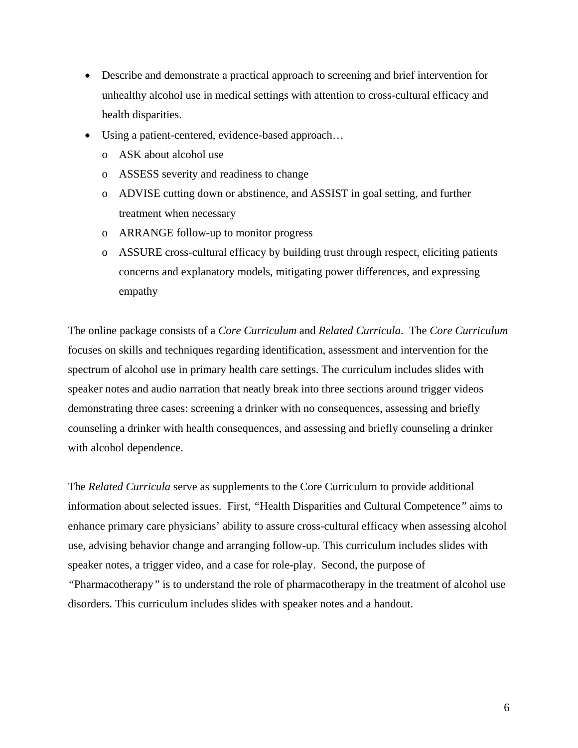- Describe and demonstrate a practical approach to screening and brief intervention for unhealthy alcohol use in medical settings with attention to cross-cultural efficacy and health disparities.
- Using a patient-centered, evidence-based approach…
    - ASK about alcohol use
    - ASSESS severity and readiness to change
    - ADVISE cutting down or abstinence, and ASSIST in goal setting, and further treatment when necessary
    - ARRANGE follow-up to monitor progress
    - ASSURE cross-cultural efficacy by building trust through respect, eliciting patients concerns and explanatory models, mitigating power differences, and expressing empathy

The online package consists of a *Core Curriculum* and *Related Curricula*. The *Core Curriculum* focuses on skills and techniques regarding identification, assessment and intervention for the spectrum of alcohol use in primary health care settings. The curriculum includes slides with speaker notes and audio narration that neatly break into three sections around trigger videos demonstrating three cases: screening a drinker with no consequences, assessing and briefly counseling a drinker with health consequences, and assessing and briefly counseling a drinker with alcohol dependence.

The *Related Curricula* serve as supplements to the Core Curriculum to provide additional information about selected issues. First, "Health Disparities and Cultural Competence" aims to enhance primary care physicians' ability to assure cross-cultural efficacy when assessing alcohol use, advising behavior change and arranging follow-up. This curriculum includes slides with speaker notes, a trigger video, and a case for role-play. Second, the purpose of "Pharmacotherapy" is to understand the role of pharmacotherapy in the treatment of alcohol use disorders. This curriculum includes slides with speaker notes and a handout.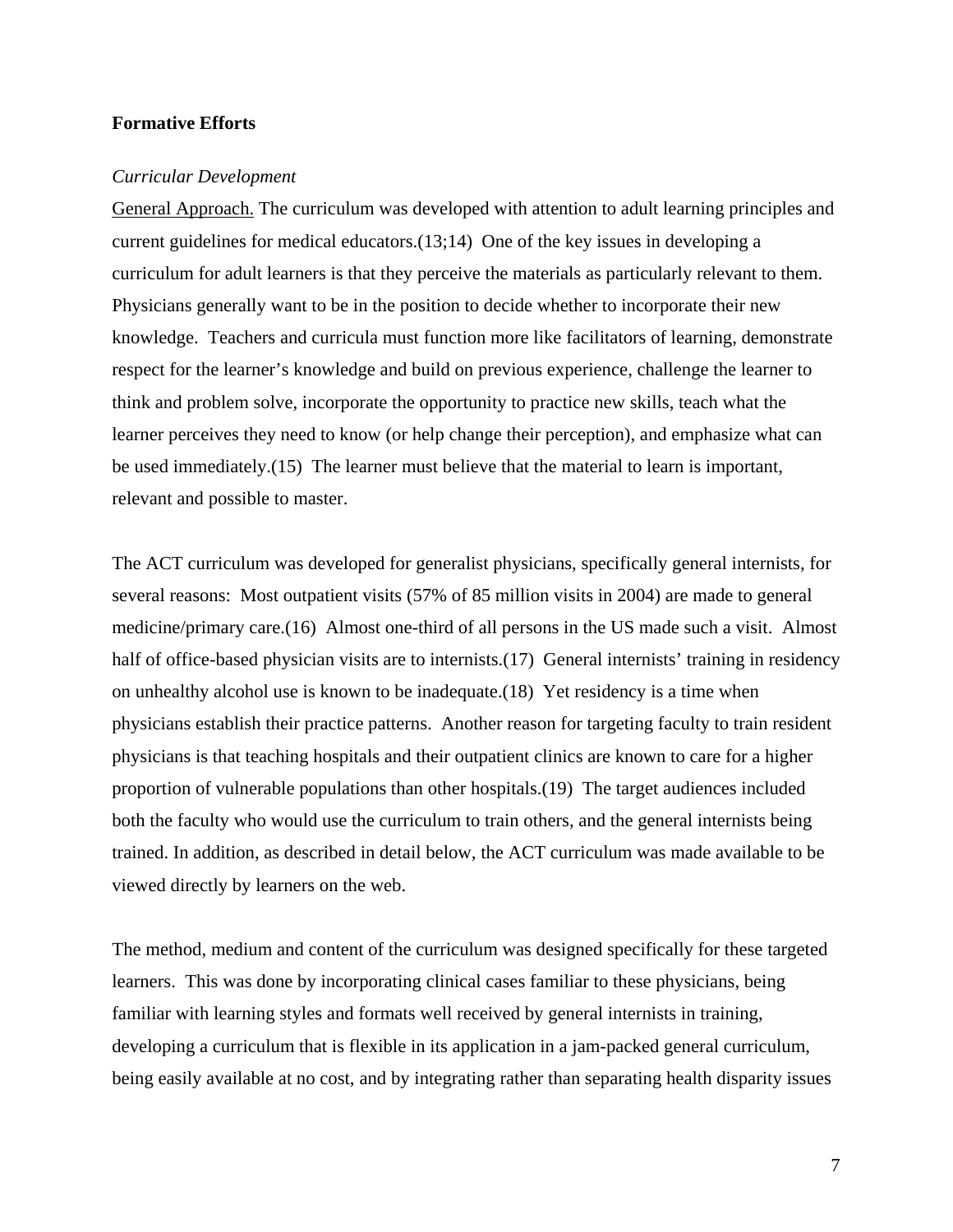**Formative Efforts**

*Curricular Development*

General Approach. The curriculum was developed with attention to adult learning principles and current guidelines for medical educators.(13;14) One of the key issues in developing a curriculum for adult learners is that they perceive the materials as particularly relevant to them. Physicians generally want to be in the position to decide whether to incorporate their new knowledge. Teachers and curricula must function more like facilitators of learning, demonstrate respect for the learner's knowledge and build on previous experience, challenge the learner to think and problem solve, incorporate the opportunity to practice new skills, teach what the learner perceives they need to know (or help change their perception), and emphasize what can be used immediately.(15) The learner must believe that the material to learn is important, relevant and possible to master.

The ACT curriculum was developed for generalist physicians, specifically general internists, for several reasons: Most outpatient visits (57% of 85 million visits in 2004) are made to general medicine/primary care.(16) Almost one-third of all persons in the US made such a visit. Almost half of office-based physician visits are to internists.(17) General internists' training in residency on unhealthy alcohol use is known to be inadequate.(18) Yet residency is a time when physicians establish their practice patterns. Another reason for targeting faculty to train resident physicians is that teaching hospitals and their outpatient clinics are known to care for a higher proportion of vulnerable populations than other hospitals.(19) The target audiences included both the faculty who would use the curriculum to train others, and the general internists being trained. In addition, as described in detail below, the ACT curriculum was made available to be viewed directly by learners on the web.

The method, medium and content of the curriculum was designed specifically for these targeted learners. This was done by incorporating clinical cases familiar to these physicians, being familiar with learning styles and formats well received by general internists in training, developing a curriculum that is flexible in its application in a jam-packed general curriculum, being easily available at no cost, and by integrating rather than separating health disparity issues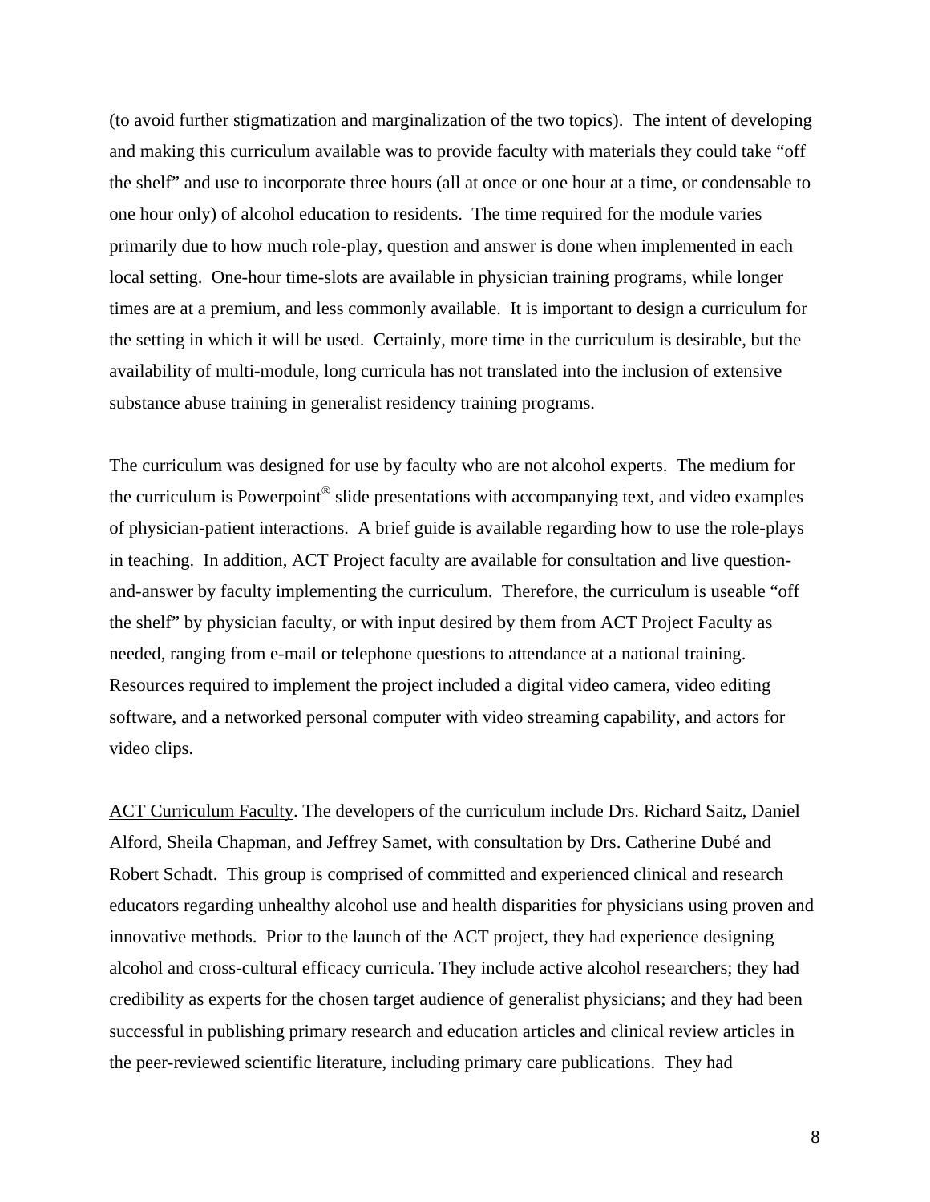(to avoid further stigmatization and marginalization of the two topics). The intent of developing and making this curriculum available was to provide faculty with materials they could take "off the shelf" and use to incorporate three hours (all at once or one hour at a time, or condensable to one hour only) of alcohol education to residents. The time required for the module varies primarily due to how much role-play, question and answer is done when implemented in each local setting. One-hour time-slots are available in physician training programs, while longer times are at a premium, and less commonly available. It is important to design a curriculum for the setting in which it will be used. Certainly, more time in the curriculum is desirable, but the availability of multi-module, long curricula has not translated into the inclusion of extensive substance abuse training in generalist residency training programs.

The curriculum was designed for use by faculty who are not alcohol experts. The medium for the curriculum is Powerpoint® slide presentations with accompanying text, and video examples of physician-patient interactions. A brief guide is available regarding how to use the role-plays in teaching. In addition, ACT Project faculty are available for consultation and live question-and-answer by faculty implementing the curriculum. Therefore, the curriculum is useable "off the shelf" by physician faculty, or with input desired by them from ACT Project Faculty as needed, ranging from e-mail or telephone questions to attendance at a national training. Resources required to implement the project included a digital video camera, video editing software, and a networked personal computer with video streaming capability, and actors for video clips.

<u>ACT Curriculum Faculty</u>. The developers of the curriculum include Drs. Richard Saitz, Daniel Alford, Sheila Chapman, and Jeffrey Samet, with consultation by Drs. Catherine Dubé and Robert Schadt. This group is comprised of committed and experienced clinical and research educators regarding unhealthy alcohol use and health disparities for physicians using proven and innovative methods. Prior to the launch of the ACT project, they had experience designing alcohol and cross-cultural efficacy curricula. They include active alcohol researchers; they had credibility as experts for the chosen target audience of generalist physicians; and they had been successful in publishing primary research and education articles and clinical review articles in the peer-reviewed scientific literature, including primary care publications. They had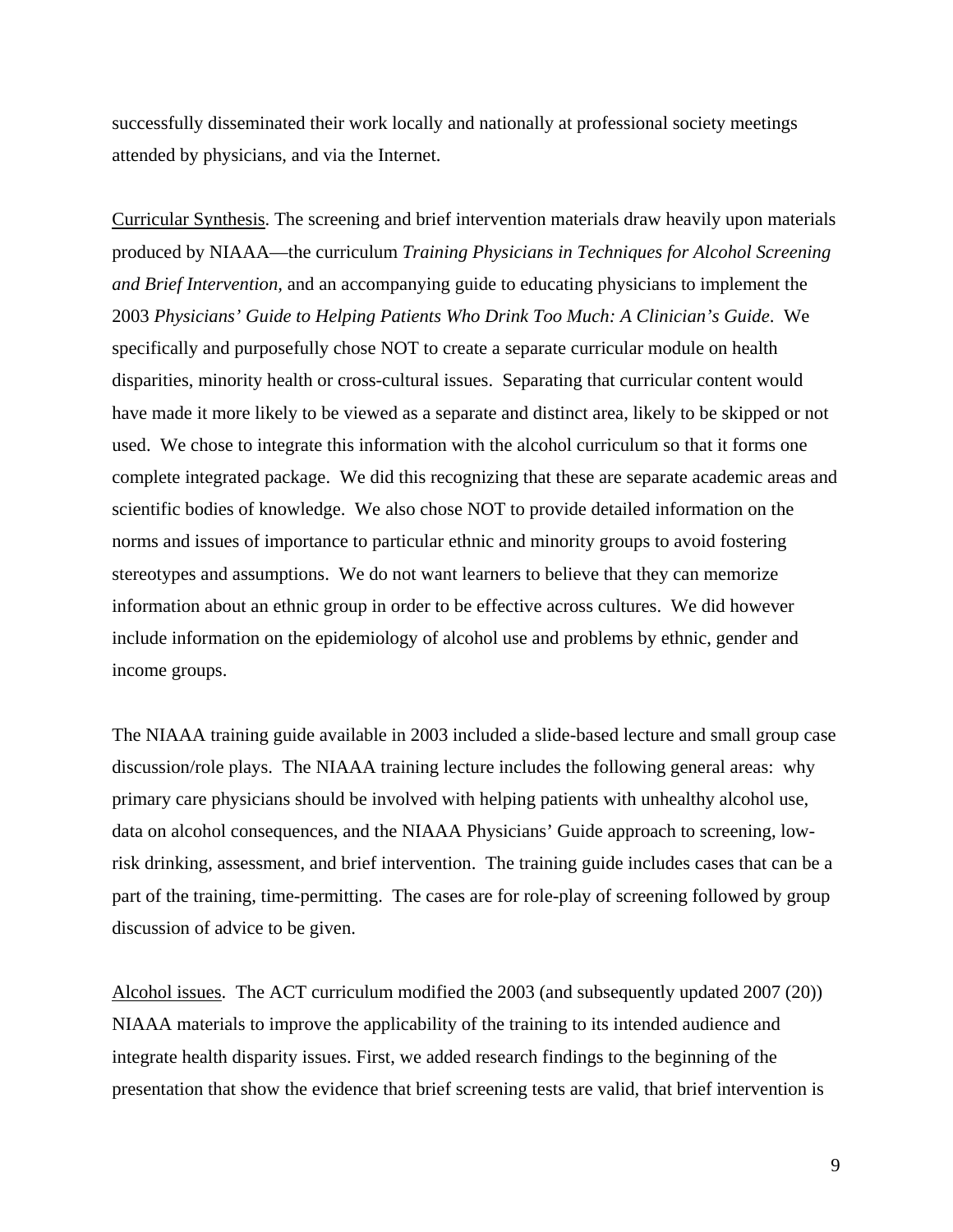successfully disseminated their work locally and nationally at professional society meetings attended by physicians, and via the Internet.

<u>Curricular Synthesis</u>. The screening and brief intervention materials draw heavily upon materials produced by NIAAA—the curriculum *Training Physicians in Techniques for Alcohol Screening and Brief Intervention,* and an accompanying guide to educating physicians to implement the 2003 *Physicians' Guide to Helping Patients Who Drink Too Much: A Clinician's Guide*. We specifically and purposefully chose NOT to create a separate curricular module on health disparities, minority health or cross-cultural issues. Separating that curricular content would have made it more likely to be viewed as a separate and distinct area, likely to be skipped or not used. We chose to integrate this information with the alcohol curriculum so that it forms one complete integrated package. We did this recognizing that these are separate academic areas and scientific bodies of knowledge. We also chose NOT to provide detailed information on the norms and issues of importance to particular ethnic and minority groups to avoid fostering stereotypes and assumptions. We do not want learners to believe that they can memorize information about an ethnic group in order to be effective across cultures. We did however include information on the epidemiology of alcohol use and problems by ethnic, gender and income groups.

The NIAAA training guide available in 2003 included a slide-based lecture and small group case discussion/role plays. The NIAAA training lecture includes the following general areas: why primary care physicians should be involved with helping patients with unhealthy alcohol use, data on alcohol consequences, and the NIAAA Physicians' Guide approach to screening, low-risk drinking, assessment, and brief intervention. The training guide includes cases that can be a part of the training, time-permitting. The cases are for role-play of screening followed by group discussion of advice to be given.

<u>Alcohol issues</u>. The ACT curriculum modified the 2003 (and subsequently updated 2007 (20)) NIAAA materials to improve the applicability of the training to its intended audience and integrate health disparity issues. First, we added research findings to the beginning of the presentation that show the evidence that brief screening tests are valid, that brief intervention is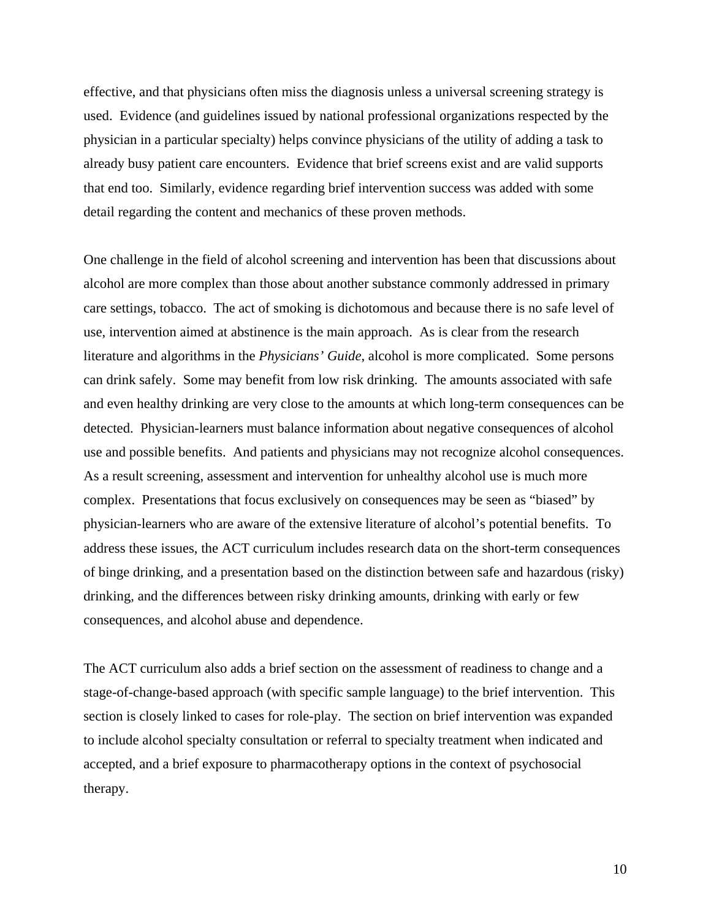effective, and that physicians often miss the diagnosis unless a universal screening strategy is used. Evidence (and guidelines issued by national professional organizations respected by the physician in a particular specialty) helps convince physicians of the utility of adding a task to already busy patient care encounters. Evidence that brief screens exist and are valid supports that end too. Similarly, evidence regarding brief intervention success was added with some detail regarding the content and mechanics of these proven methods.

One challenge in the field of alcohol screening and intervention has been that discussions about alcohol are more complex than those about another substance commonly addressed in primary care settings, tobacco. The act of smoking is dichotomous and because there is no safe level of use, intervention aimed at abstinence is the main approach. As is clear from the research literature and algorithms in the *Physicians' Guide*, alcohol is more complicated. Some persons can drink safely. Some may benefit from low risk drinking. The amounts associated with safe and even healthy drinking are very close to the amounts at which long-term consequences can be detected. Physician-learners must balance information about negative consequences of alcohol use and possible benefits. And patients and physicians may not recognize alcohol consequences. As a result screening, assessment and intervention for unhealthy alcohol use is much more complex. Presentations that focus exclusively on consequences may be seen as "biased" by physician-learners who are aware of the extensive literature of alcohol's potential benefits. To address these issues, the ACT curriculum includes research data on the short-term consequences of binge drinking, and a presentation based on the distinction between safe and hazardous (risky) drinking, and the differences between risky drinking amounts, drinking with early or few consequences, and alcohol abuse and dependence.

The ACT curriculum also adds a brief section on the assessment of readiness to change and a stage-of-change-based approach (with specific sample language) to the brief intervention. This section is closely linked to cases for role-play. The section on brief intervention was expanded to include alcohol specialty consultation or referral to specialty treatment when indicated and accepted, and a brief exposure to pharmacotherapy options in the context of psychosocial therapy.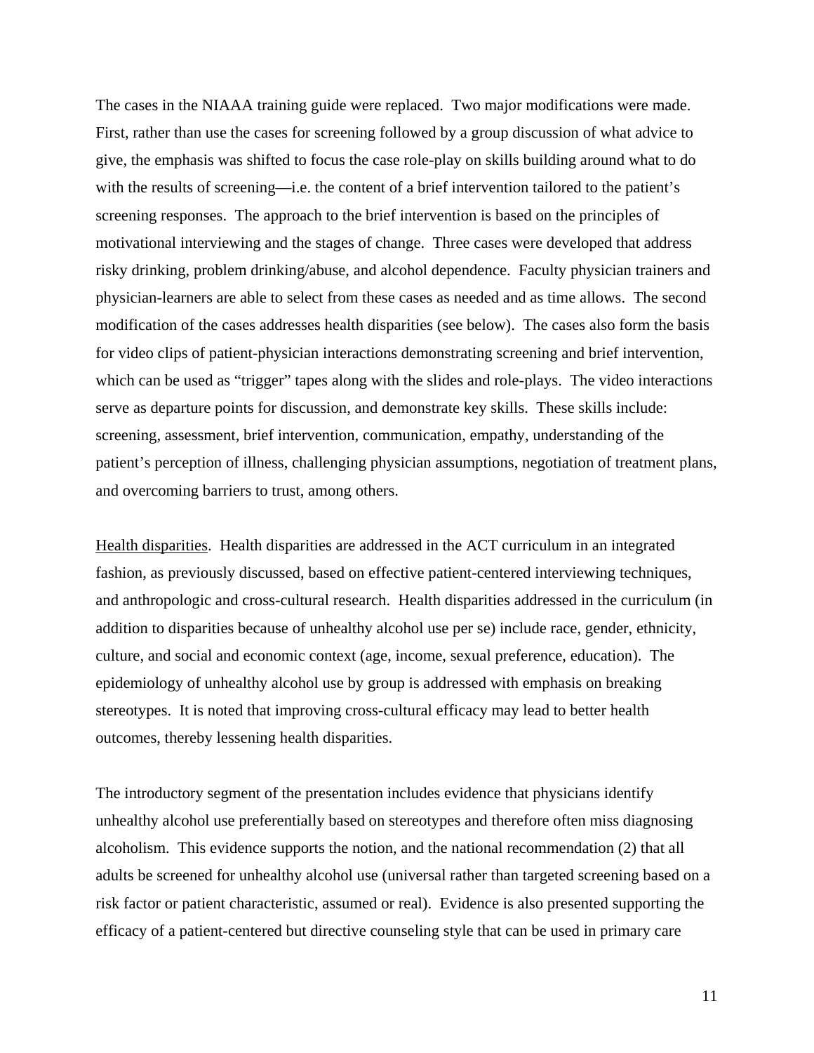The cases in the NIAAA training guide were replaced. Two major modifications were made. First, rather than use the cases for screening followed by a group discussion of what advice to give, the emphasis was shifted to focus the case role-play on skills building around what to do with the results of screening—i.e. the content of a brief intervention tailored to the patient's screening responses. The approach to the brief intervention is based on the principles of motivational interviewing and the stages of change. Three cases were developed that address risky drinking, problem drinking/abuse, and alcohol dependence. Faculty physician trainers and physician-learners are able to select from these cases as needed and as time allows. The second modification of the cases addresses health disparities (see below). The cases also form the basis for video clips of patient-physician interactions demonstrating screening and brief intervention, which can be used as "trigger" tapes along with the slides and role-plays. The video interactions serve as departure points for discussion, and demonstrate key skills. These skills include: screening, assessment, brief intervention, communication, empathy, understanding of the patient's perception of illness, challenging physician assumptions, negotiation of treatment plans, and overcoming barriers to trust, among others.

<u>Health disparities</u>. Health disparities are addressed in the ACT curriculum in an integrated fashion, as previously discussed, based on effective patient-centered interviewing techniques, and anthropologic and cross-cultural research. Health disparities addressed in the curriculum (in addition to disparities because of unhealthy alcohol use per se) include race, gender, ethnicity, culture, and social and economic context (age, income, sexual preference, education). The epidemiology of unhealthy alcohol use by group is addressed with emphasis on breaking stereotypes. It is noted that improving cross-cultural efficacy may lead to better health outcomes, thereby lessening health disparities.

The introductory segment of the presentation includes evidence that physicians identify unhealthy alcohol use preferentially based on stereotypes and therefore often miss diagnosing alcoholism. This evidence supports the notion, and the national recommendation (2) that all adults be screened for unhealthy alcohol use (universal rather than targeted screening based on a risk factor or patient characteristic, assumed or real). Evidence is also presented supporting the efficacy of a patient-centered but directive counseling style that can be used in primary care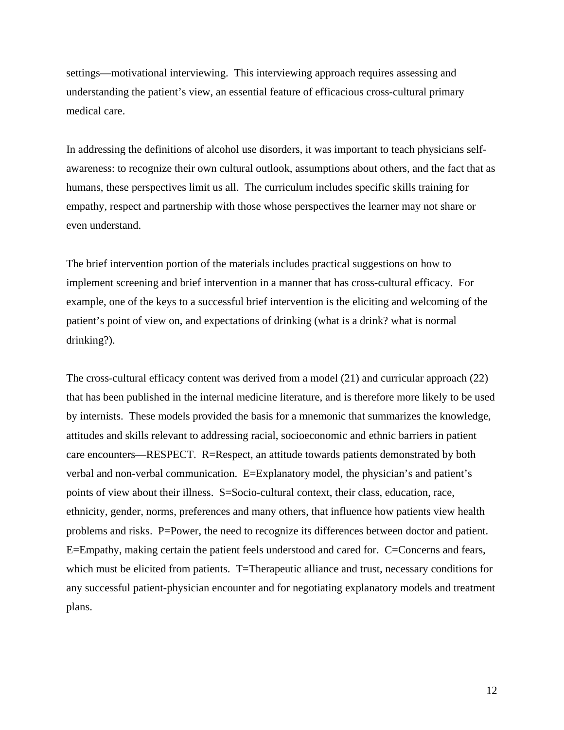settings—motivational interviewing. This interviewing approach requires assessing and understanding the patient's view, an essential feature of efficacious cross-cultural primary medical care.

In addressing the definitions of alcohol use disorders, it was important to teach physicians self-awareness: to recognize their own cultural outlook, assumptions about others, and the fact that as humans, these perspectives limit us all. The curriculum includes specific skills training for empathy, respect and partnership with those whose perspectives the learner may not share or even understand.

The brief intervention portion of the materials includes practical suggestions on how to implement screening and brief intervention in a manner that has cross-cultural efficacy. For example, one of the keys to a successful brief intervention is the eliciting and welcoming of the patient's point of view on, and expectations of drinking (what is a drink? what is normal drinking?).

The cross-cultural efficacy content was derived from a model (21) and curricular approach (22) that has been published in the internal medicine literature, and is therefore more likely to be used by internists. These models provided the basis for a mnemonic that summarizes the knowledge, attitudes and skills relevant to addressing racial, socioeconomic and ethnic barriers in patient care encounters—RESPECT. R=Respect, an attitude towards patients demonstrated by both verbal and non-verbal communication. E=Explanatory model, the physician's and patient's points of view about their illness. S=Socio-cultural context, their class, education, race, ethnicity, gender, norms, preferences and many others, that influence how patients view health problems and risks. P=Power, the need to recognize its differences between doctor and patient. E=Empathy, making certain the patient feels understood and cared for. C=Concerns and fears, which must be elicited from patients. T=Therapeutic alliance and trust, necessary conditions for any successful patient-physician encounter and for negotiating explanatory models and treatment plans.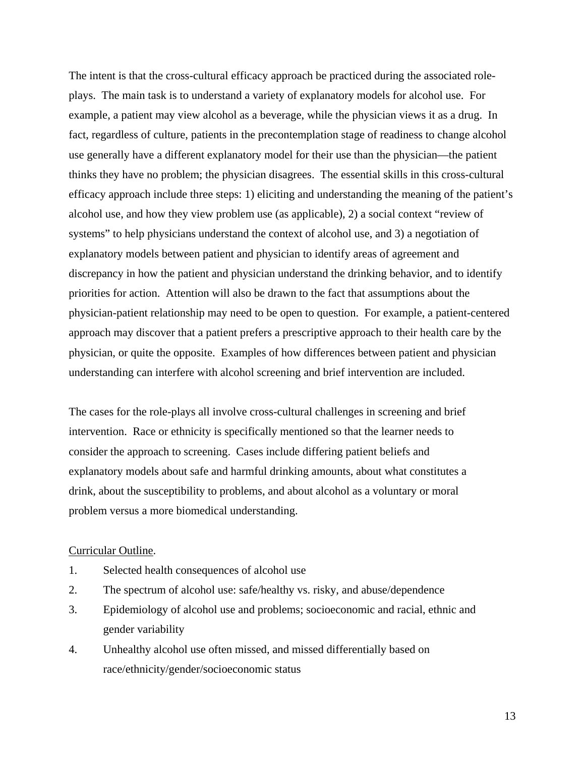The intent is that the cross-cultural efficacy approach be practiced during the associated role-plays. The main task is to understand a variety of explanatory models for alcohol use. For example, a patient may view alcohol as a beverage, while the physician views it as a drug. In fact, regardless of culture, patients in the precontemplation stage of readiness to change alcohol use generally have a different explanatory model for their use than the physician—the patient thinks they have no problem; the physician disagrees. The essential skills in this cross-cultural efficacy approach include three steps: 1) eliciting and understanding the meaning of the patient's alcohol use, and how they view problem use (as applicable), 2) a social context "review of systems" to help physicians understand the context of alcohol use, and 3) a negotiation of explanatory models between patient and physician to identify areas of agreement and discrepancy in how the patient and physician understand the drinking behavior, and to identify priorities for action. Attention will also be drawn to the fact that assumptions about the physician-patient relationship may need to be open to question. For example, a patient-centered approach may discover that a patient prefers a prescriptive approach to their health care by the physician, or quite the opposite. Examples of how differences between patient and physician understanding can interfere with alcohol screening and brief intervention are included.

The cases for the role-plays all involve cross-cultural challenges in screening and brief intervention. Race or ethnicity is specifically mentioned so that the learner needs to consider the approach to screening. Cases include differing patient beliefs and explanatory models about safe and harmful drinking amounts, about what constitutes a drink, about the susceptibility to problems, and about alcohol as a voluntary or moral problem versus a more biomedical understanding.

<u>Curricular Outline</u>.

1. Selected health consequences of alcohol use
2. The spectrum of alcohol use: safe/healthy vs. risky, and abuse/dependence
3. Epidemiology of alcohol use and problems; socioeconomic and racial, ethnic and gender variability
4. Unhealthy alcohol use often missed, and missed differentially based on race/ethnicity/gender/socioeconomic status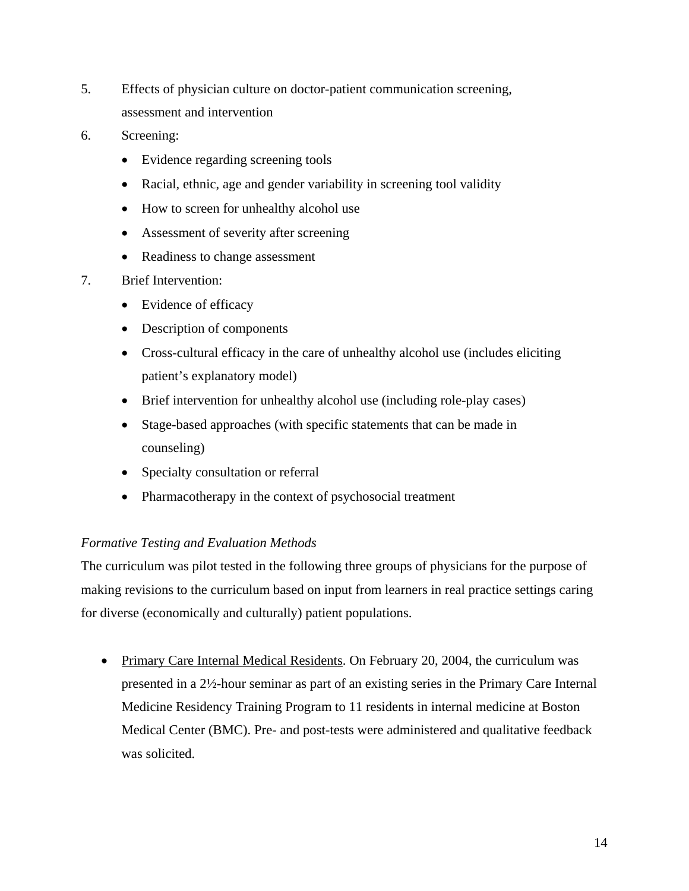5. Effects of physician culture on doctor-patient communication screening, assessment and intervention
6. Screening:
   - Evidence regarding screening tools
   - Racial, ethnic, age and gender variability in screening tool validity
   - How to screen for unhealthy alcohol use
   - Assessment of severity after screening
   - Readiness to change assessment
7. Brief Intervention:
   - Evidence of efficacy
   - Description of components
   - Cross-cultural efficacy in the care of unhealthy alcohol use (includes eliciting patient's explanatory model)
   - Brief intervention for unhealthy alcohol use (including role-play cases)
   - Stage-based approaches (with specific statements that can be made in counseling)
   - Specialty consultation or referral
   - Pharmacotherapy in the context of psychosocial treatment

*Formative Testing and Evaluation Methods*

The curriculum was pilot tested in the following three groups of physicians for the purpose of making revisions to the curriculum based on input from learners in real practice settings caring for diverse (economically and culturally) patient populations.

- <u>Primary Care Internal Medical Residents</u>. On February 20, 2004, the curriculum was presented in a 2½-hour seminar as part of an existing series in the Primary Care Internal Medicine Residency Training Program to 11 residents in internal medicine at Boston Medical Center (BMC). Pre- and post-tests were administered and qualitative feedback was solicited.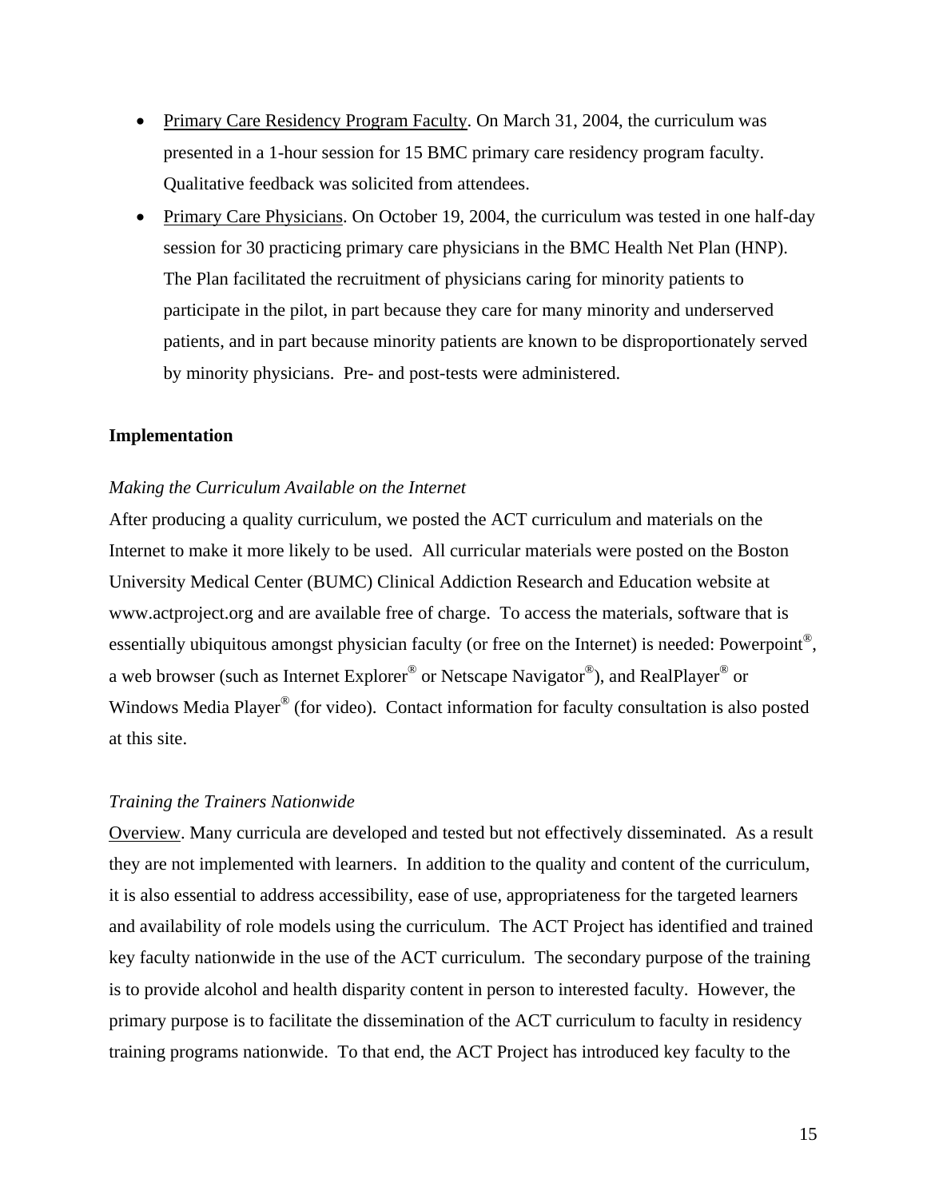- Primary Care Residency Program Faculty. On March 31, 2004, the curriculum was presented in a 1-hour session for 15 BMC primary care residency program faculty. Qualitative feedback was solicited from attendees.
- Primary Care Physicians. On October 19, 2004, the curriculum was tested in one half-day session for 30 practicing primary care physicians in the BMC Health Net Plan (HNP). The Plan facilitated the recruitment of physicians caring for minority patients to participate in the pilot, in part because they care for many minority and underserved patients, and in part because minority patients are known to be disproportionately served by minority physicians. Pre- and post-tests were administered.

**Implementation**

*Making the Curriculum Available on the Internet*

After producing a quality curriculum, we posted the ACT curriculum and materials on the Internet to make it more likely to be used. All curricular materials were posted on the Boston University Medical Center (BUMC) Clinical Addiction Research and Education website at www.actproject.org and are available free of charge. To access the materials, software that is essentially ubiquitous amongst physician faculty (or free on the Internet) is needed: Powerpoint®, a web browser (such as Internet Explorer® or Netscape Navigator®), and RealPlayer® or Windows Media Player® (for video). Contact information for faculty consultation is also posted at this site.

*Training the Trainers Nationwide*

Overview. Many curricula are developed and tested but not effectively disseminated. As a result they are not implemented with learners. In addition to the quality and content of the curriculum, it is also essential to address accessibility, ease of use, appropriateness for the targeted learners and availability of role models using the curriculum. The ACT Project has identified and trained key faculty nationwide in the use of the ACT curriculum. The secondary purpose of the training is to provide alcohol and health disparity content in person to interested faculty. However, the primary purpose is to facilitate the dissemination of the ACT curriculum to faculty in residency training programs nationwide. To that end, the ACT Project has introduced key faculty to the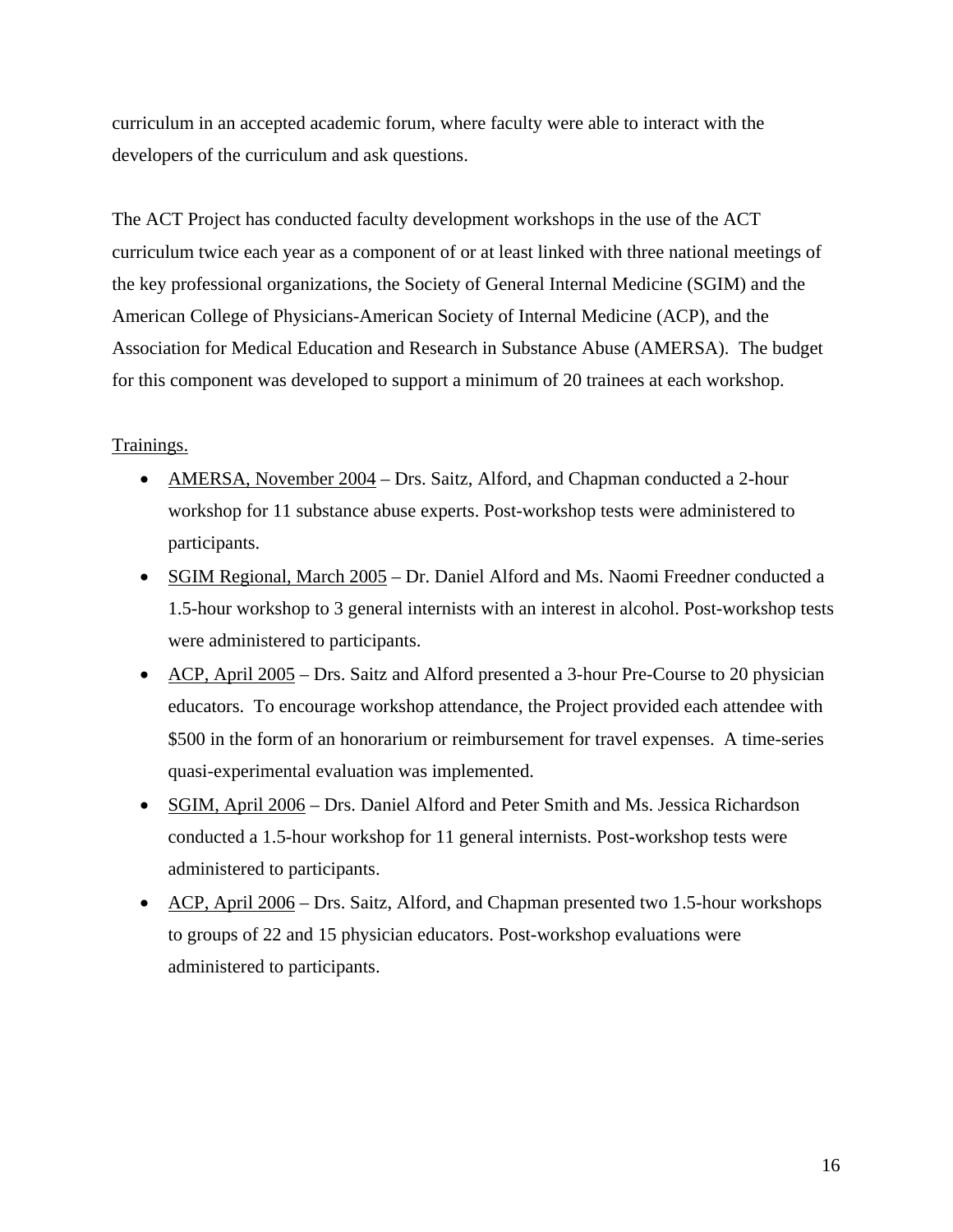curriculum in an accepted academic forum, where faculty were able to interact with the developers of the curriculum and ask questions.

The ACT Project has conducted faculty development workshops in the use of the ACT curriculum twice each year as a component of or at least linked with three national meetings of the key professional organizations, the Society of General Internal Medicine (SGIM) and the American College of Physicians-American Society of Internal Medicine (ACP), and the Association for Medical Education and Research in Substance Abuse (AMERSA). The budget for this component was developed to support a minimum of 20 trainees at each workshop.

<u>Trainings.</u>

- <u>AMERSA, November 2004</u> – Drs. Saitz, Alford, and Chapman conducted a 2-hour workshop for 11 substance abuse experts. Post-workshop tests were administered to participants.
- <u>SGIM Regional, March 2005</u> – Dr. Daniel Alford and Ms. Naomi Freedner conducted a 1.5-hour workshop to 3 general internists with an interest in alcohol. Post-workshop tests were administered to participants.
- <u>ACP, April 2005</u> – Drs. Saitz and Alford presented a 3-hour Pre-Course to 20 physician educators. To encourage workshop attendance, the Project provided each attendee with $500 in the form of an honorarium or reimbursement for travel expenses. A time-series quasi-experimental evaluation was implemented.
- <u>SGIM, April 2006</u> – Drs. Daniel Alford and Peter Smith and Ms. Jessica Richardson conducted a 1.5-hour workshop for 11 general internists. Post-workshop tests were administered to participants.
- <u>ACP, April 2006</u> – Drs. Saitz, Alford, and Chapman presented two 1.5-hour workshops to groups of 22 and 15 physician educators. Post-workshop evaluations were administered to participants.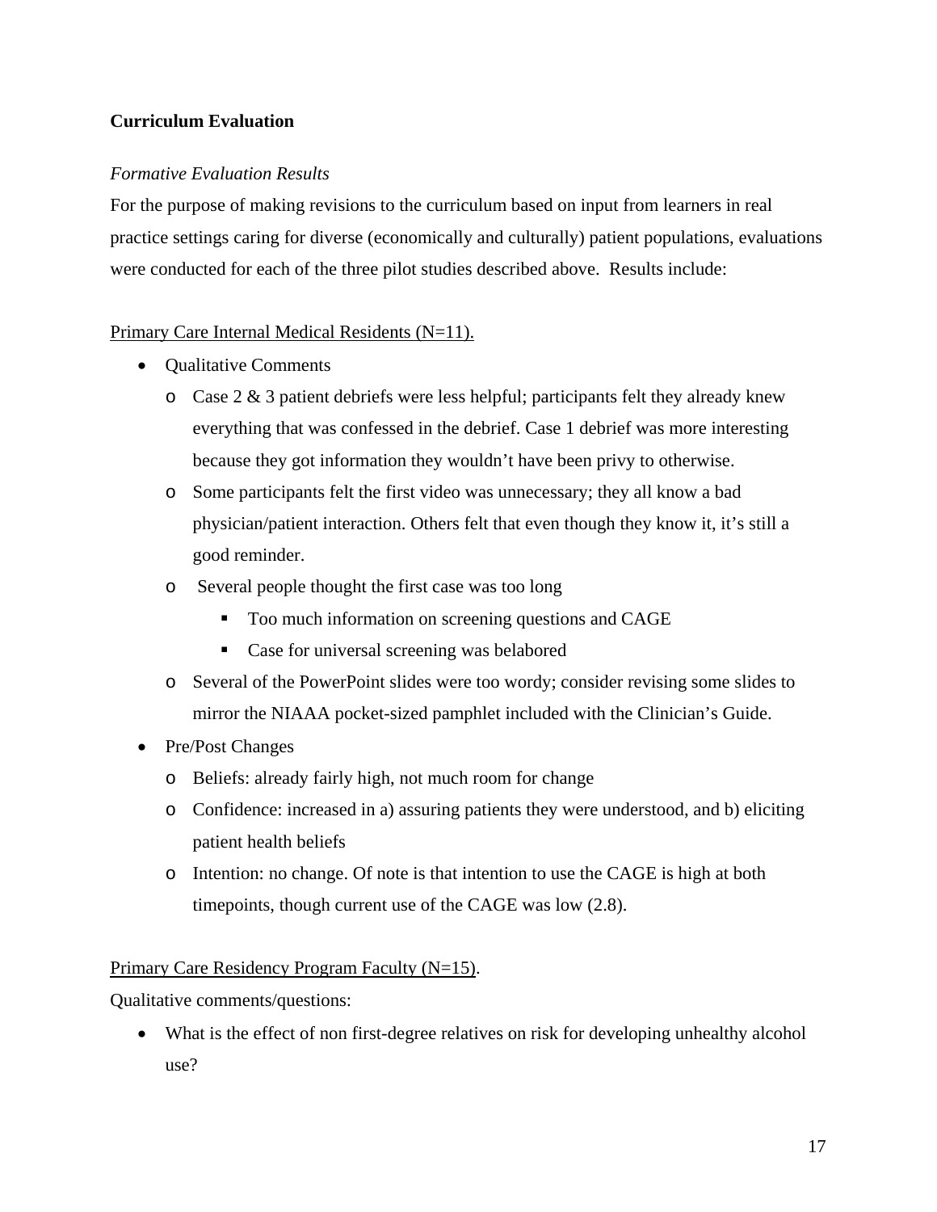**Curriculum Evaluation**

*Formative Evaluation Results*

For the purpose of making revisions to the curriculum based on input from learners in real practice settings caring for diverse (economically and culturally) patient populations, evaluations were conducted for each of the three pilot studies described above. Results include:

<u>Primary Care Internal Medical Residents (N=11).</u>

- Qualitative Comments
  - Case 2 & 3 patient debriefs were less helpful; participants felt they already knew everything that was confessed in the debrief. Case 1 debrief was more interesting because they got information they wouldn't have been privy to otherwise.
  - Some participants felt the first video was unnecessary; they all know a bad physician/patient interaction. Others felt that even though they know it, it's still a good reminder.
  - Several people thought the first case was too long
    - Too much information on screening questions and CAGE
    - Case for universal screening was belabored
  - Several of the PowerPoint slides were too wordy; consider revising some slides to mirror the NIAAA pocket-sized pamphlet included with the Clinician's Guide.
- Pre/Post Changes
  - Beliefs: already fairly high, not much room for change
  - Confidence: increased in a) assuring patients they were understood, and b) eliciting patient health beliefs
  - Intention: no change. Of note is that intention to use the CAGE is high at both timepoints, though current use of the CAGE was low (2.8).

<u>Primary Care Residency Program Faculty (N=15)</u>.

Qualitative comments/questions:

- What is the effect of non first-degree relatives on risk for developing unhealthy alcohol use?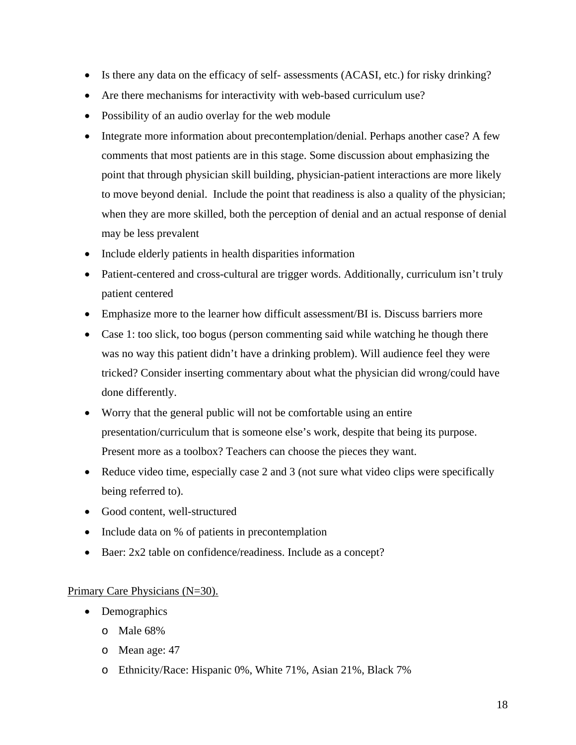- Is there any data on the efficacy of self- assessments (ACASI, etc.) for risky drinking?
- Are there mechanisms for interactivity with web-based curriculum use?
- Possibility of an audio overlay for the web module
- Integrate more information about precontemplation/denial. Perhaps another case? A few comments that most patients are in this stage. Some discussion about emphasizing the point that through physician skill building, physician-patient interactions are more likely to move beyond denial. Include the point that readiness is also a quality of the physician; when they are more skilled, both the perception of denial and an actual response of denial may be less prevalent
- Include elderly patients in health disparities information
- Patient-centered and cross-cultural are trigger words. Additionally, curriculum isn't truly patient centered
- Emphasize more to the learner how difficult assessment/BI is. Discuss barriers more
- Case 1: too slick, too bogus (person commenting said while watching he though there was no way this patient didn't have a drinking problem). Will audience feel they were tricked? Consider inserting commentary about what the physician did wrong/could have done differently.
- Worry that the general public will not be comfortable using an entire presentation/curriculum that is someone else's work, despite that being its purpose. Present more as a toolbox? Teachers can choose the pieces they want.
- Reduce video time, especially case 2 and 3 (not sure what video clips were specifically being referred to).
- Good content, well-structured
- Include data on % of patients in precontemplation
- Baer: 2x2 table on confidence/readiness. Include as a concept?

<u>Primary Care Physicians (N=30).</u>

- Demographics
  - Male 68%
  - Mean age: 47
  - Ethnicity/Race: Hispanic 0%, White 71%, Asian 21%, Black 7%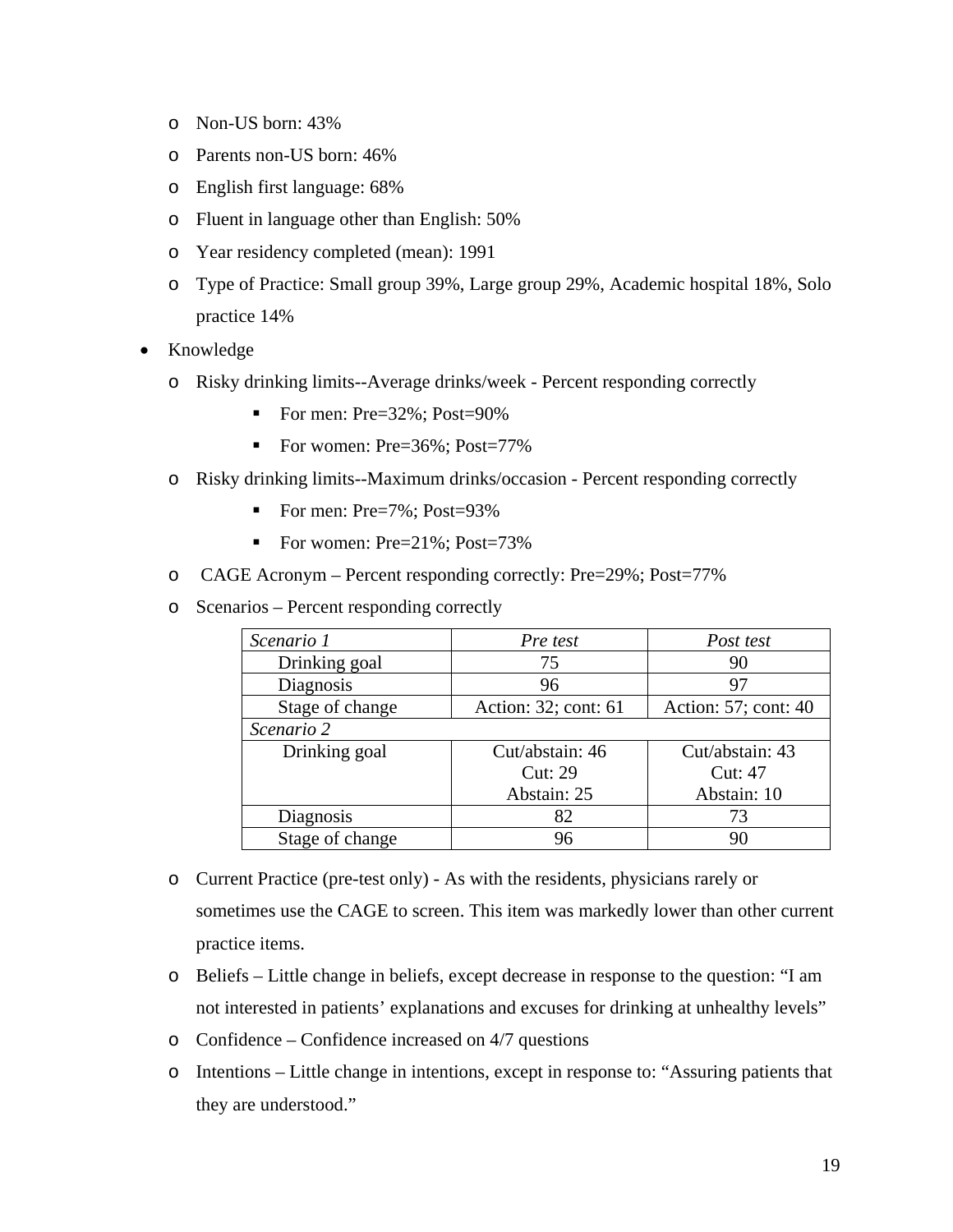- Non-US born: 43%
- Parents non-US born: 46%
- English first language: 68%
- Fluent in language other than English: 50%
- Year residency completed (mean): 1991
- Type of Practice: Small group 39%, Large group 29%, Academic hospital 18%, Solo practice 14%

- Knowledge
  - Risky drinking limits--Average drinks/week - Percent responding correctly
    - For men: Pre=32%; Post=90%
    - For women: Pre=36%; Post=77%
  - Risky drinking limits--Maximum drinks/occasion - Percent responding correctly
    - For men: Pre=7%; Post=93%
    - For women: Pre=21%; Post=73%
  - CAGE Acronym – Percent responding correctly: Pre=29%; Post=77%
  - Scenarios – Percent responding correctly

| *Scenario 1* | *Pre test* | *Post test* |
|---|---|---|
| Drinking goal | 75 | 90 |
| Diagnosis | 96 | 97 |
| Stage of change | Action: 32; cont: 61 | Action: 57; cont: 40 |
| *Scenario 2* | | |
| Drinking goal | Cut/abstain: 46<br>Cut: 29<br>Abstain: 25 | Cut/abstain: 43<br>Cut: 47<br>Abstain: 10 |
| Diagnosis | 82 | 73 |
| Stage of change | 96 | 90 |

  - Current Practice (pre-test only) - As with the residents, physicians rarely or sometimes use the CAGE to screen. This item was markedly lower than other current practice items.
  - Beliefs – Little change in beliefs, except decrease in response to the question: "I am not interested in patients' explanations and excuses for drinking at unhealthy levels"
  - Confidence – Confidence increased on 4/7 questions
  - Intentions – Little change in intentions, except in response to: "Assuring patients that they are understood."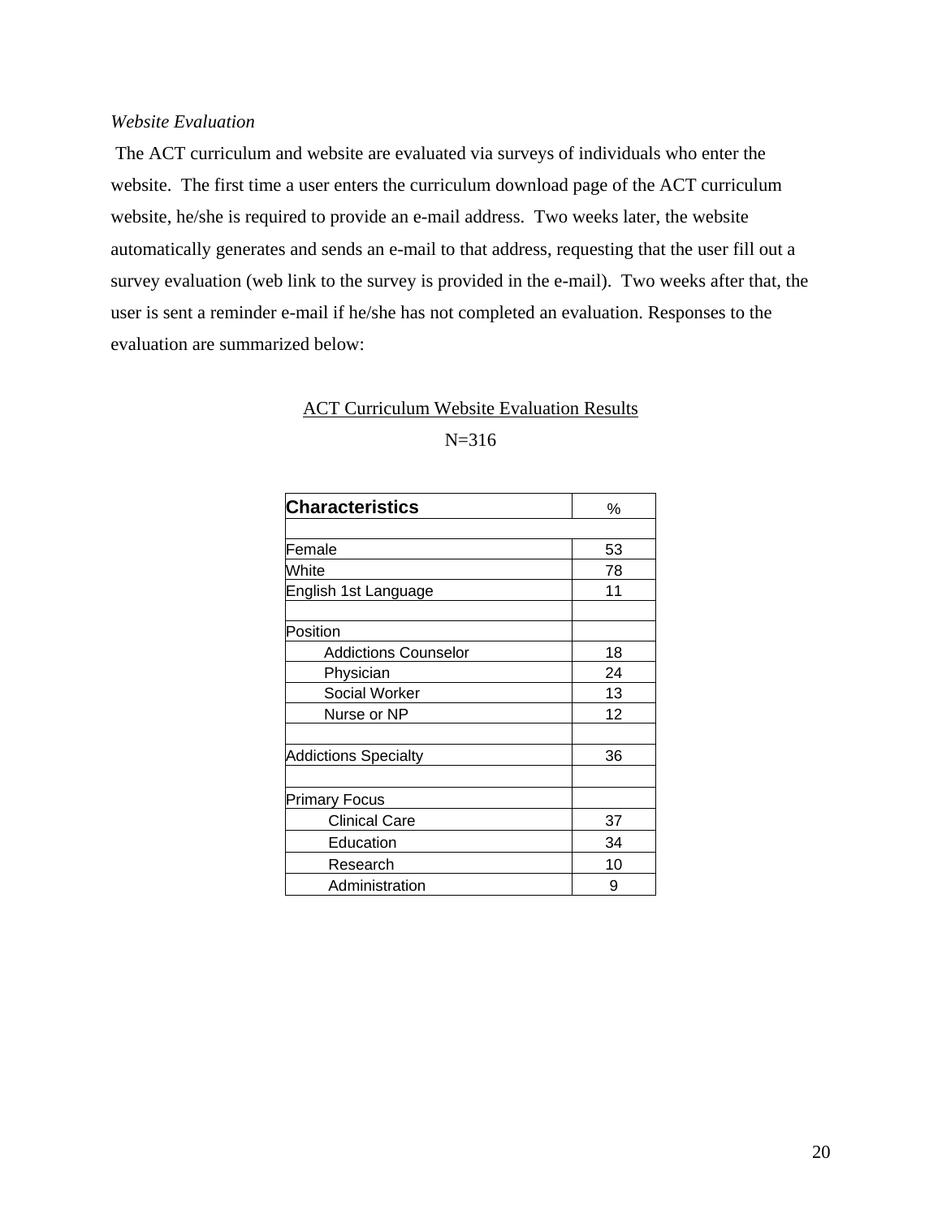*Website Evaluation*

The ACT curriculum and website are evaluated via surveys of individuals who enter the website. The first time a user enters the curriculum download page of the ACT curriculum website, he/she is required to provide an e-mail address. Two weeks later, the website automatically generates and sends an e-mail to that address, requesting that the user fill out a survey evaluation (web link to the survey is provided in the e-mail). Two weeks after that, the user is sent a reminder e-mail if he/she has not completed an evaluation. Responses to the evaluation are summarized below:

ACT Curriculum Website Evaluation Results

N=316

| **Characteristics** | % |
|---|---|
| | |
| Female | 53 |
| White | 78 |
| English 1st Language | 11 |
| | |
| Position | |
| Addictions Counselor | 18 |
| Physician | 24 |
| Social Worker | 13 |
| Nurse or NP | 12 |
| | |
| Addictions Specialty | 36 |
| | |
| Primary Focus | |
| Clinical Care | 37 |
| Education | 34 |
| Research | 10 |
| Administration | 9 |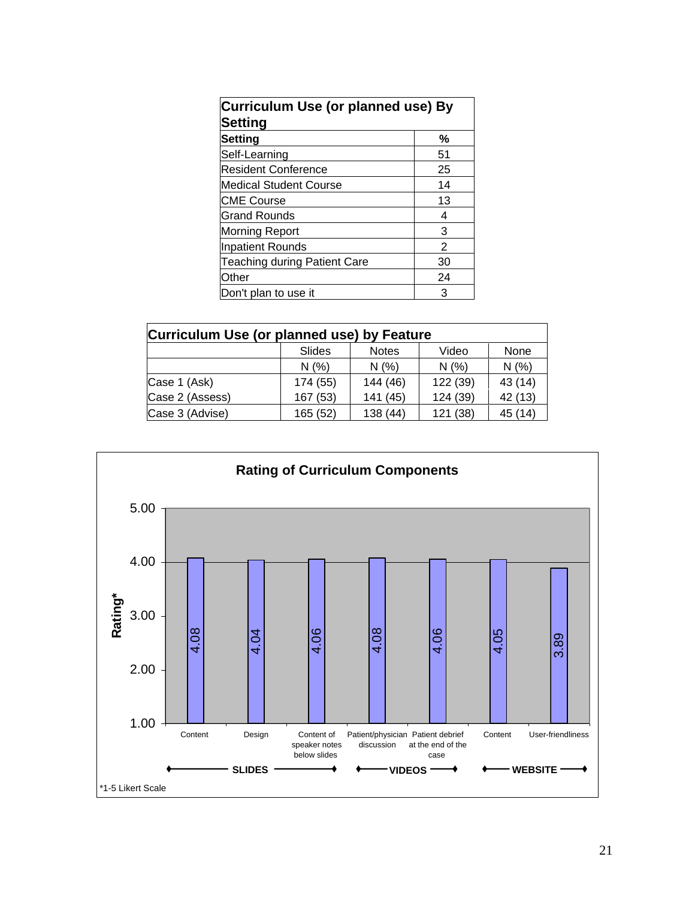| Curriculum Use (or planned use) By Setting | |
|---|---|
| **Setting** | **%** |
| Self-Learning | 51 |
| Resident Conference | 25 |
| Medical Student Course | 14 |
| CME Course | 13 |
| Grand Rounds | 4 |
| Morning Report | 3 |
| Inpatient Rounds | 2 |
| Teaching during Patient Care | 30 |
| Other | 24 |
| Don't plan to use it | 3 |

| Curriculum Use (or planned use) by Feature | | | | |
|---|---|---|---|---|
| | Slides | Notes | Video | None |
| | N (%) | N (%) | N (%) | N (%) |
| Case 1 (Ask) | 174 (55) | 144 (46) | 122 (39) | 43 (14) |
| Case 2 (Assess) | 167 (53) | 141 (45) | 124 (39) | 42 (13) |
| Case 3 (Advise) | 165 (52) | 138 (44) | 121 (38) | 45 (14) |

**Rating of Curriculum Components**

| Group | Component | Rating* |
|---|---|---|
| SLIDES | Content | 4.08 |
| SLIDES | Design | 4.04 |
| SLIDES | Content of speaker notes below slides | 4.06 |
| VIDEOS | Patient/physician discussion | 4.08 |
| VIDEOS | Patient debrief at the end of the case | 4.06 |
| WEBSITE | Content | 4.05 |
| WEBSITE | User-friendliness | 3.89 |

*1-5 Likert Scale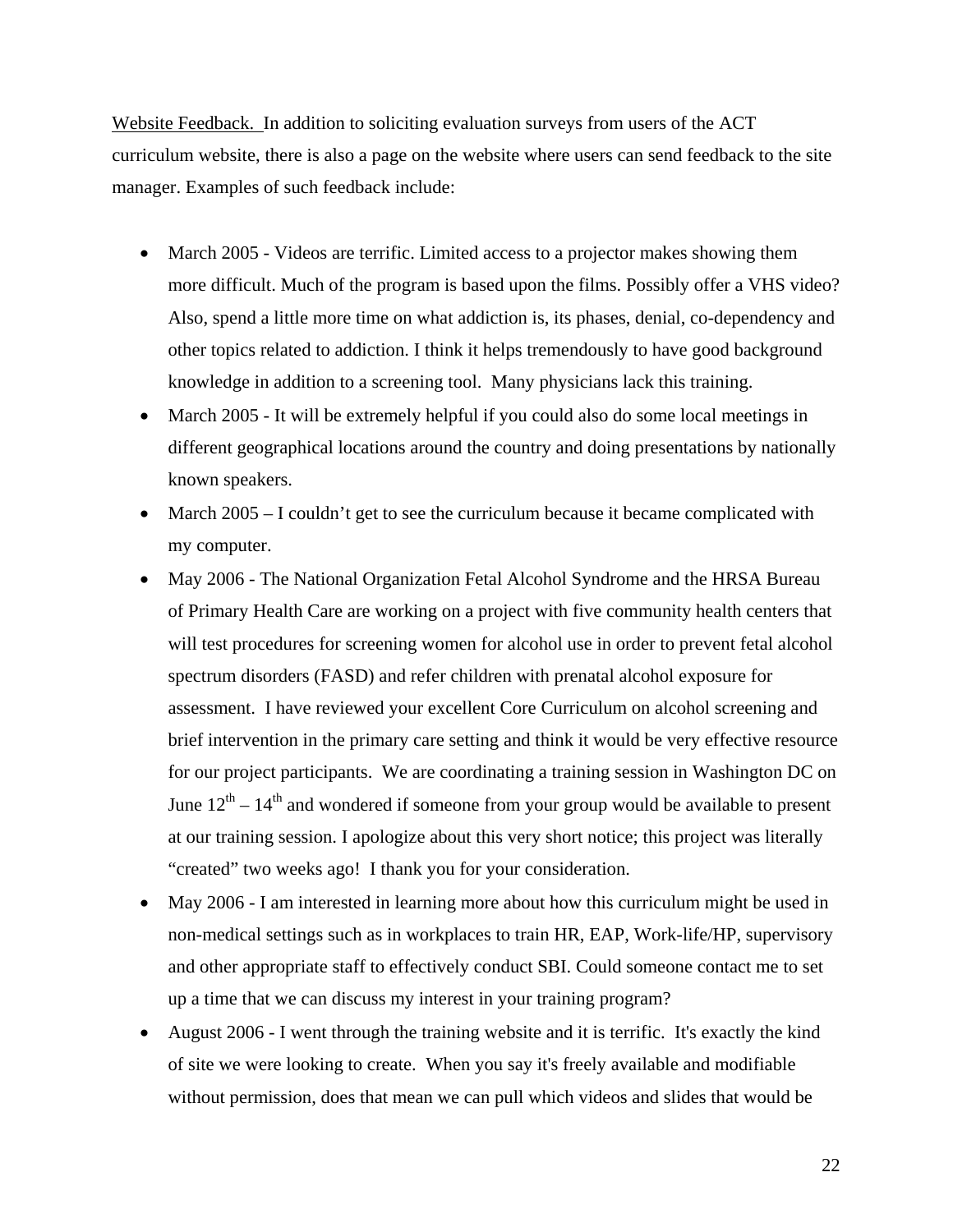Website Feedback. In addition to soliciting evaluation surveys from users of the ACT curriculum website, there is also a page on the website where users can send feedback to the site manager. Examples of such feedback include:

- March 2005 - Videos are terrific. Limited access to a projector makes showing them more difficult. Much of the program is based upon the films. Possibly offer a VHS video? Also, spend a little more time on what addiction is, its phases, denial, co-dependency and other topics related to addiction. I think it helps tremendously to have good background knowledge in addition to a screening tool. Many physicians lack this training.
- March 2005 - It will be extremely helpful if you could also do some local meetings in different geographical locations around the country and doing presentations by nationally known speakers.
- March 2005 – I couldn't get to see the curriculum because it became complicated with my computer.
- May 2006 - The National Organization Fetal Alcohol Syndrome and the HRSA Bureau of Primary Health Care are working on a project with five community health centers that will test procedures for screening women for alcohol use in order to prevent fetal alcohol spectrum disorders (FASD) and refer children with prenatal alcohol exposure for assessment. I have reviewed your excellent Core Curriculum on alcohol screening and brief intervention in the primary care setting and think it would be very effective resource for our project participants. We are coordinating a training session in Washington DC on June 12th – 14th and wondered if someone from your group would be available to present at our training session. I apologize about this very short notice; this project was literally "created" two weeks ago! I thank you for your consideration.
- May 2006 - I am interested in learning more about how this curriculum might be used in non-medical settings such as in workplaces to train HR, EAP, Work-life/HP, supervisory and other appropriate staff to effectively conduct SBI. Could someone contact me to set up a time that we can discuss my interest in your training program?
- August 2006 - I went through the training website and it is terrific. It's exactly the kind of site we were looking to create. When you say it's freely available and modifiable without permission, does that mean we can pull which videos and slides that would be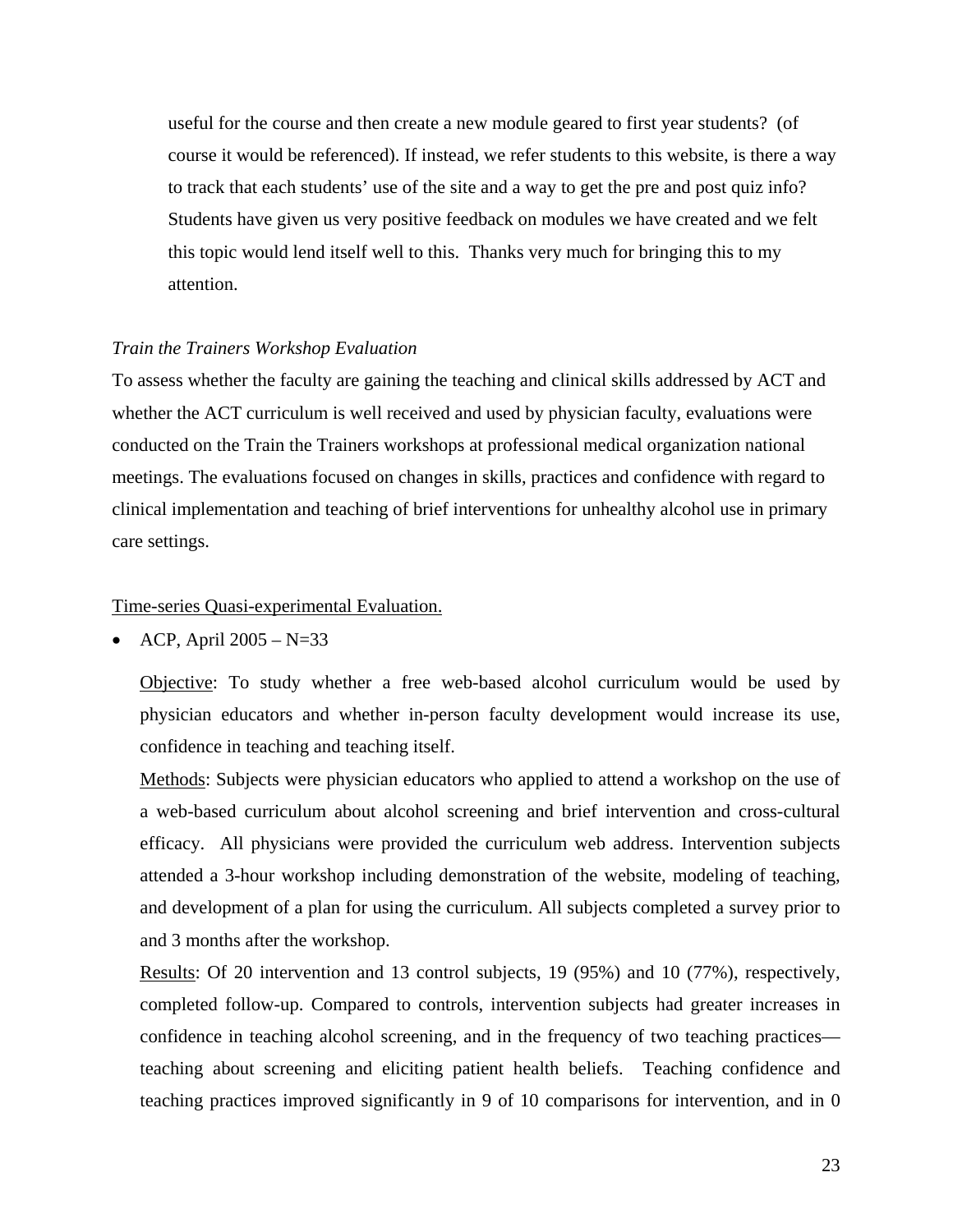useful for the course and then create a new module geared to first year students? (of course it would be referenced). If instead, we refer students to this website, is there a way to track that each students' use of the site and a way to get the pre and post quiz info? Students have given us very positive feedback on modules we have created and we felt this topic would lend itself well to this. Thanks very much for bringing this to my attention.

*Train the Trainers Workshop Evaluation*

To assess whether the faculty are gaining the teaching and clinical skills addressed by ACT and whether the ACT curriculum is well received and used by physician faculty, evaluations were conducted on the Train the Trainers workshops at professional medical organization national meetings. The evaluations focused on changes in skills, practices and confidence with regard to clinical implementation and teaching of brief interventions for unhealthy alcohol use in primary care settings.

<u>Time-series Quasi-experimental Evaluation.</u>

- ACP, April 2005 – N=33

  <u>Objective</u>: To study whether a free web-based alcohol curriculum would be used by physician educators and whether in-person faculty development would increase its use, confidence in teaching and teaching itself.

  <u>Methods</u>: Subjects were physician educators who applied to attend a workshop on the use of a web-based curriculum about alcohol screening and brief intervention and cross-cultural efficacy. All physicians were provided the curriculum web address. Intervention subjects attended a 3-hour workshop including demonstration of the website, modeling of teaching, and development of a plan for using the curriculum. All subjects completed a survey prior to and 3 months after the workshop.

  <u>Results</u>: Of 20 intervention and 13 control subjects, 19 (95%) and 10 (77%), respectively, completed follow-up. Compared to controls, intervention subjects had greater increases in confidence in teaching alcohol screening, and in the frequency of two teaching practices—teaching about screening and eliciting patient health beliefs. Teaching confidence and teaching practices improved significantly in 9 of 10 comparisons for intervention, and in 0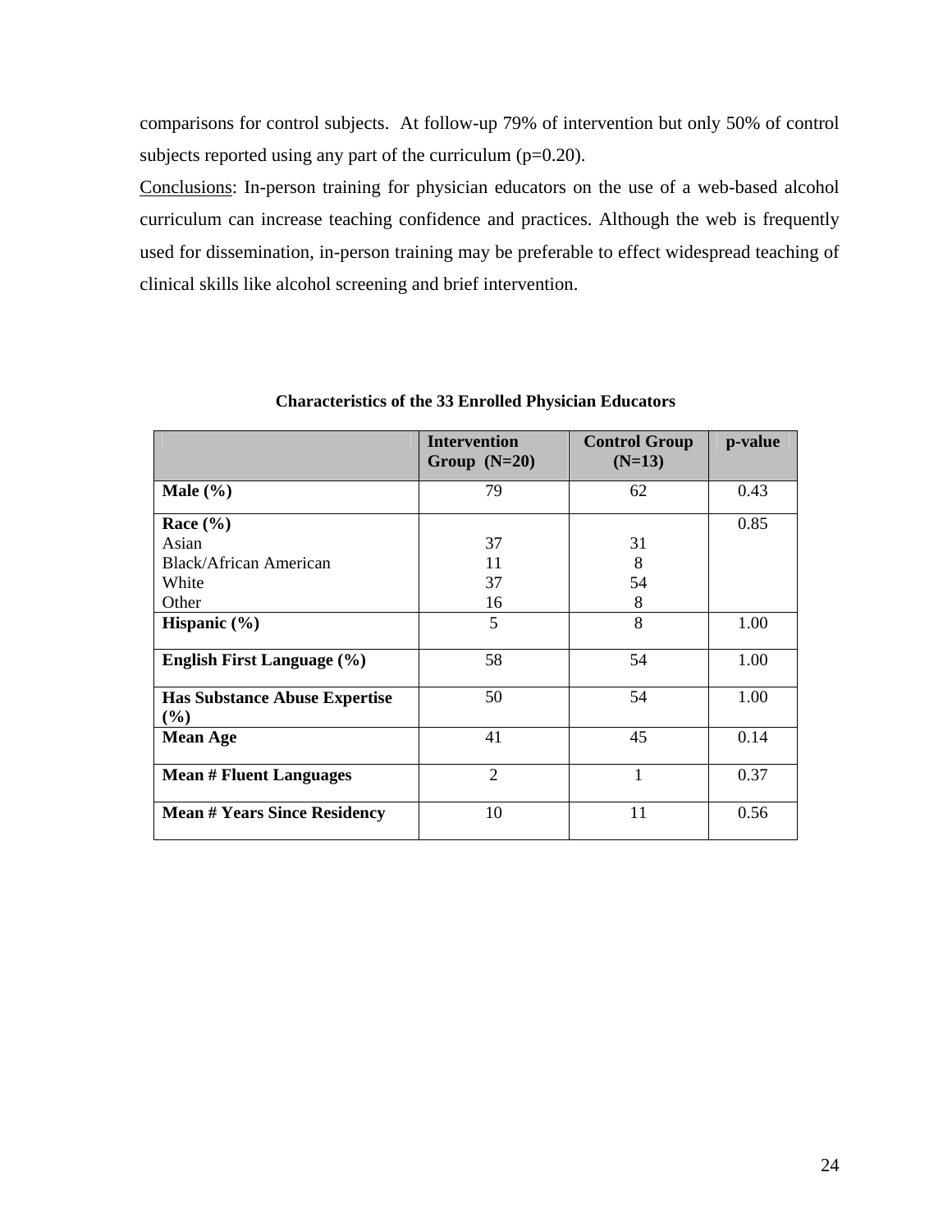comparisons for control subjects. At follow-up 79% of intervention but only 50% of control subjects reported using any part of the curriculum (p=0.20).

Conclusions: In-person training for physician educators on the use of a web-based alcohol curriculum can increase teaching confidence and practices. Although the web is frequently used for dissemination, in-person training may be preferable to effect widespread teaching of clinical skills like alcohol screening and brief intervention.

**Characteristics of the 33 Enrolled Physician Educators**

| | Intervention Group (N=20) | Control Group (N=13) | p-value |
|---|---|---|---|
| **Male (%)** | 79 | 62 | 0.43 |
| **Race (%)** | | | 0.85 |
| Asian | 37 | 31 | |
| Black/African American | 11 | 8 | |
| White | 37 | 54 | |
| Other | 16 | 8 | |
| **Hispanic (%)** | 5 | 8 | 1.00 |
| **English First Language (%)** | 58 | 54 | 1.00 |
| **Has Substance Abuse Expertise (%)** | 50 | 54 | 1.00 |
| **Mean Age** | 41 | 45 | 0.14 |
| **Mean # Fluent Languages** | 2 | 1 | 0.37 |
| **Mean # Years Since Residency** | 10 | 11 | 0.56 |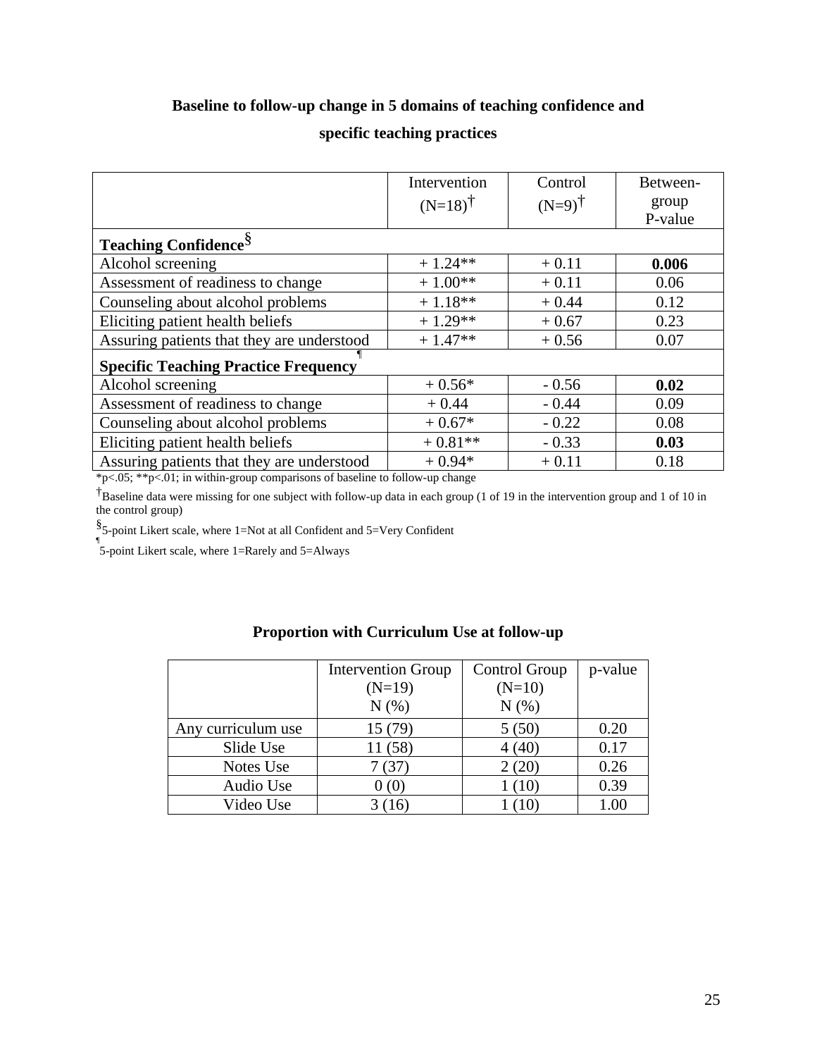**Baseline to follow-up change in 5 domains of teaching confidence and specific teaching practices**

| | Intervention (N=18)† | Control (N=9)† | Between-group P-value |
|---|---|---|---|
| **Teaching Confidence§** | | | |
| Alcohol screening | + 1.24** | + 0.11 | **0.006** |
| Assessment of readiness to change | + 1.00** | + 0.11 | 0.06 |
| Counseling about alcohol problems | + 1.18** | + 0.44 | 0.12 |
| Eliciting patient health beliefs | + 1.29** | + 0.67 | 0.23 |
| Assuring patients that they are understood | + 1.47** | + 0.56 | 0.07 |
| **Specific Teaching Practice Frequency¶** | | | |
| Alcohol screening | + 0.56* | - 0.56 | **0.02** |
| Assessment of readiness to change | + 0.44 | - 0.44 | 0.09 |
| Counseling about alcohol problems | + 0.67* | - 0.22 | 0.08 |
| Eliciting patient health beliefs | + 0.81** | - 0.33 | **0.03** |
| Assuring patients that they are understood | + 0.94* | + 0.11 | 0.18 |

*p<.05; **p<.01; in within-group comparisons of baseline to follow-up change

†Baseline data were missing for one subject with follow-up data in each group (1 of 19 in the intervention group and 1 of 10 in the control group)

§5-point Likert scale, where 1=Not at all Confident and 5=Very Confident

¶5-point Likert scale, where 1=Rarely and 5=Always

**Proportion with Curriculum Use at follow-up**

| | Intervention Group (N=19) N (%) | Control Group (N=10) N (%) | p-value |
|---|---|---|---|
| Any curriculum use | 15 (79) | 5 (50) | 0.20 |
| Slide Use | 11 (58) | 4 (40) | 0.17 |
| Notes Use | 7 (37) | 2 (20) | 0.26 |
| Audio Use | 0 (0) | 1 (10) | 0.39 |
| Video Use | 3 (16) | 1 (10) | 1.00 |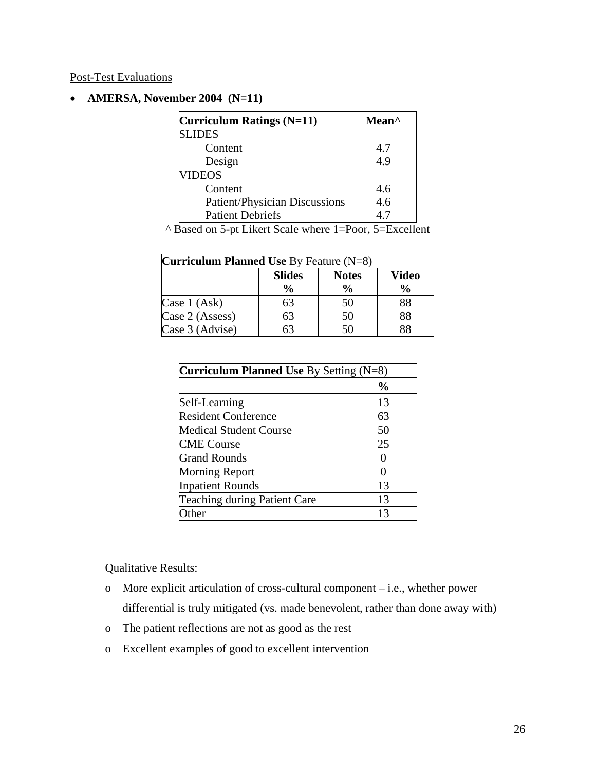Post-Test Evaluations

- **AMERSA, November 2004 (N=11)**

| **Curriculum Ratings (N=11)** | **Mean^** |
|---|---|
| SLIDES | |
| Content | 4.7 |
| Design | 4.9 |
| VIDEOS | |
| Content | 4.6 |
| Patient/Physician Discussions | 4.6 |
| Patient Debriefs | 4.7 |

^ Based on 5-pt Likert Scale where 1=Poor, 5=Excellent

| **Curriculum Planned Use** By Feature (N=8) | | | |
|---|---|---|---|
| | **Slides %** | **Notes %** | **Video %** |
| Case 1 (Ask) | 63 | 50 | 88 |
| Case 2 (Assess) | 63 | 50 | 88 |
| Case 3 (Advise) | 63 | 50 | 88 |

| **Curriculum Planned Use** By Setting (N=8) | |
|---|---|
| | **%** |
| Self-Learning | 13 |
| Resident Conference | 63 |
| Medical Student Course | 50 |
| CME Course | 25 |
| Grand Rounds | 0 |
| Morning Report | 0 |
| Inpatient Rounds | 13 |
| Teaching during Patient Care | 13 |
| Other | 13 |

Qualitative Results:

- More explicit articulation of cross-cultural component – i.e., whether power differential is truly mitigated (vs. made benevolent, rather than done away with)
- The patient reflections are not as good as the rest
- Excellent examples of good to excellent intervention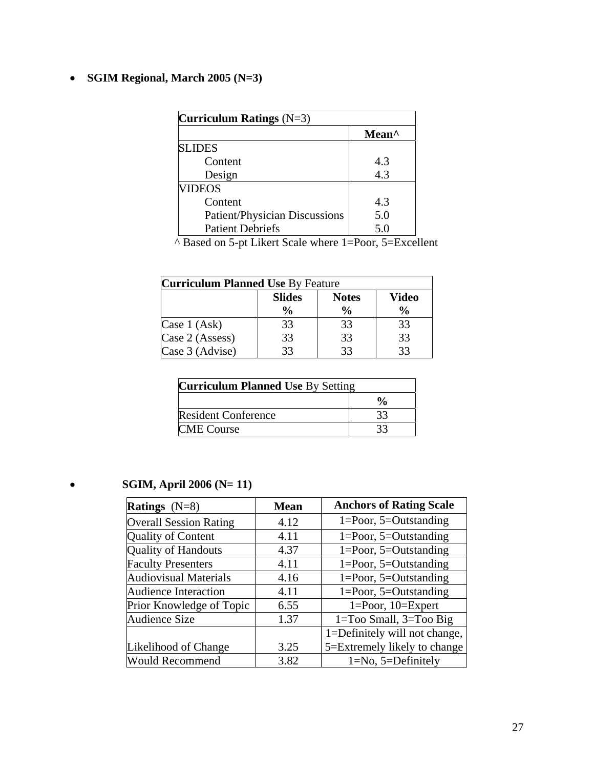- **SGIM Regional, March 2005 (N=3)**

| **Curriculum Ratings** (N=3) | |
|---|---|
| | **Mean^** |
| SLIDES | |
| Content | 4.3 |
| Design | 4.3 |
| VIDEOS | |
| Content | 4.3 |
| Patient/Physician Discussions | 5.0 |
| Patient Debriefs | 5.0 |

^ Based on 5-pt Likert Scale where 1=Poor, 5=Excellent

| **Curriculum Planned Use** By Feature | | | |
|---|---|---|---|
| | **Slides %** | **Notes %** | **Video %** |
| Case 1 (Ask) | 33 | 33 | 33 |
| Case 2 (Assess) | 33 | 33 | 33 |
| Case 3 (Advise) | 33 | 33 | 33 |

| **Curriculum Planned Use** By Setting | |
|---|---|
| | **%** |
| Resident Conference | 33 |
| CME Course | 33 |

- **SGIM, April 2006 (N= 11)**

| **Ratings** (N=8) | **Mean** | **Anchors of Rating Scale** |
|---|---|---|
| Overall Session Rating | 4.12 | 1=Poor, 5=Outstanding |
| Quality of Content | 4.11 | 1=Poor, 5=Outstanding |
| Quality of Handouts | 4.37 | 1=Poor, 5=Outstanding |
| Faculty Presenters | 4.11 | 1=Poor, 5=Outstanding |
| Audiovisual Materials | 4.16 | 1=Poor, 5=Outstanding |
| Audience Interaction | 4.11 | 1=Poor, 5=Outstanding |
| Prior Knowledge of Topic | 6.55 | 1=Poor, 10=Expert |
| Audience Size | 1.37 | 1=Too Small, 3=Too Big |
| Likelihood of Change | 3.25 | 1=Definitely will not change, 5=Extremely likely to change |
| Would Recommend | 3.82 | 1=No, 5=Definitely |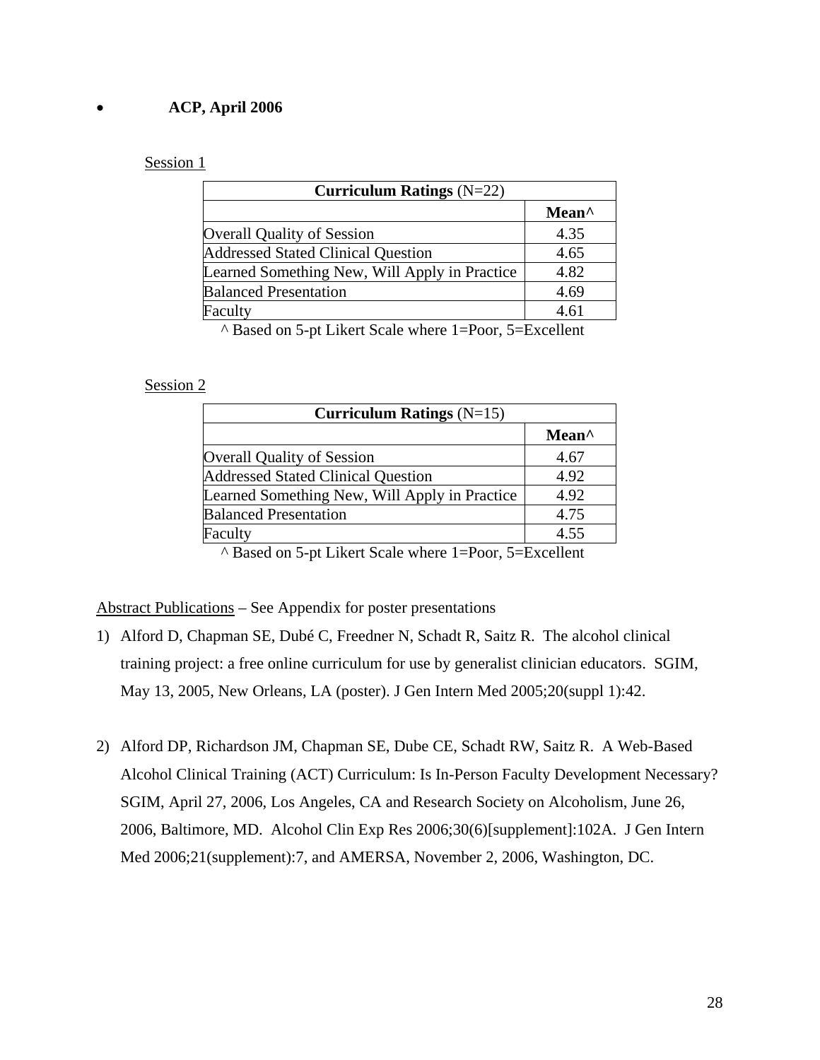- **ACP, April 2006**

Session 1

| **Curriculum Ratings** (N=22) | |
|---|---|
| | **Mean^** |
| Overall Quality of Session | 4.35 |
| Addressed Stated Clinical Question | 4.65 |
| Learned Something New, Will Apply in Practice | 4.82 |
| Balanced Presentation | 4.69 |
| Faculty | 4.61 |

^ Based on 5-pt Likert Scale where 1=Poor, 5=Excellent

Session 2

| **Curriculum Ratings** (N=15) | |
|---|---|
| | **Mean^** |
| Overall Quality of Session | 4.67 |
| Addressed Stated Clinical Question | 4.92 |
| Learned Something New, Will Apply in Practice | 4.92 |
| Balanced Presentation | 4.75 |
| Faculty | 4.55 |

^ Based on 5-pt Likert Scale where 1=Poor, 5=Excellent

Abstract Publications – See Appendix for poster presentations

1) Alford D, Chapman SE, Dubé C, Freedner N, Schadt R, Saitz R. The alcohol clinical training project: a free online curriculum for use by generalist clinician educators. SGIM, May 13, 2005, New Orleans, LA (poster). J Gen Intern Med 2005;20(suppl 1):42.

2) Alford DP, Richardson JM, Chapman SE, Dube CE, Schadt RW, Saitz R. A Web-Based Alcohol Clinical Training (ACT) Curriculum: Is In-Person Faculty Development Necessary? SGIM, April 27, 2006, Los Angeles, CA and Research Society on Alcoholism, June 26, 2006, Baltimore, MD. Alcohol Clin Exp Res 2006;30(6)[supplement]:102A. J Gen Intern Med 2006;21(supplement):7, and AMERSA, November 2, 2006, Washington, DC.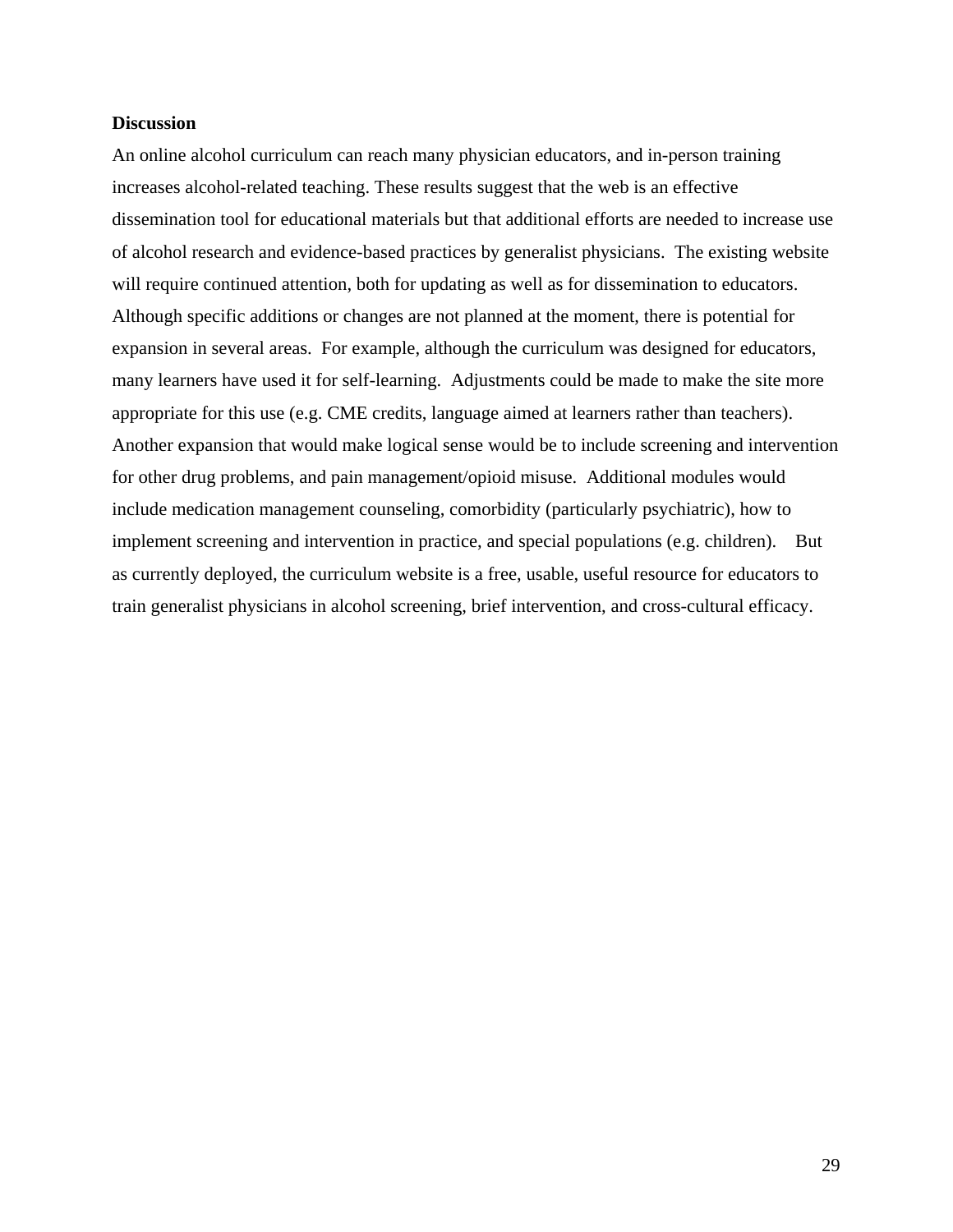**Discussion**

An online alcohol curriculum can reach many physician educators, and in-person training increases alcohol-related teaching. These results suggest that the web is an effective dissemination tool for educational materials but that additional efforts are needed to increase use of alcohol research and evidence-based practices by generalist physicians. The existing website will require continued attention, both for updating as well as for dissemination to educators. Although specific additions or changes are not planned at the moment, there is potential for expansion in several areas. For example, although the curriculum was designed for educators, many learners have used it for self-learning. Adjustments could be made to make the site more appropriate for this use (e.g. CME credits, language aimed at learners rather than teachers). Another expansion that would make logical sense would be to include screening and intervention for other drug problems, and pain management/opioid misuse. Additional modules would include medication management counseling, comorbidity (particularly psychiatric), how to implement screening and intervention in practice, and special populations (e.g. children). But as currently deployed, the curriculum website is a free, usable, useful resource for educators to train generalist physicians in alcohol screening, brief intervention, and cross-cultural efficacy.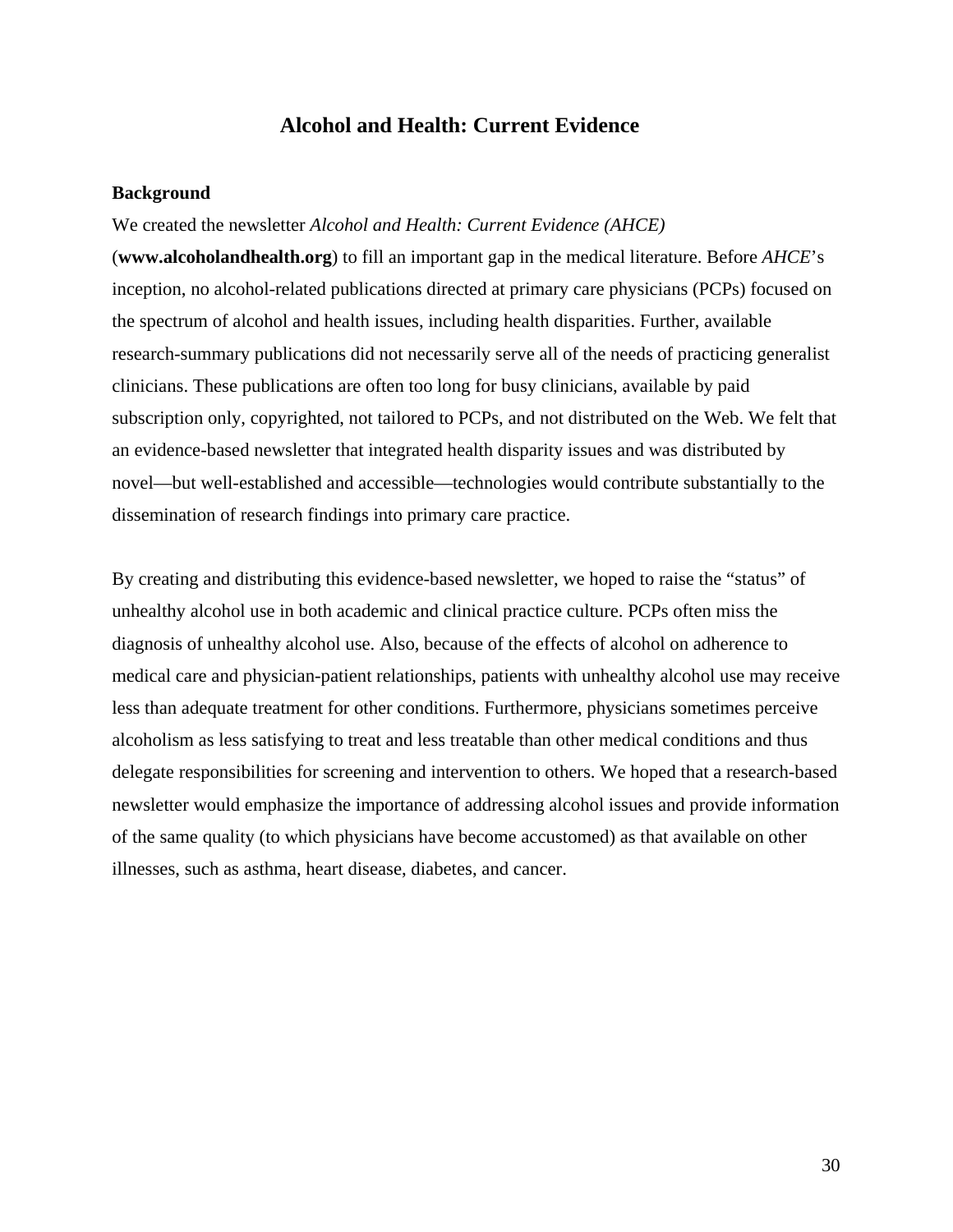# Alcohol and Health: Current Evidence

### Background

We created the newsletter *Alcohol and Health: Current Evidence (AHCE)* (**www.alcoholandhealth.org**) to fill an important gap in the medical literature. Before *AHCE*'s inception, no alcohol-related publications directed at primary care physicians (PCPs) focused on the spectrum of alcohol and health issues, including health disparities. Further, available research-summary publications did not necessarily serve all of the needs of practicing generalist clinicians. These publications are often too long for busy clinicians, available by paid subscription only, copyrighted, not tailored to PCPs, and not distributed on the Web. We felt that an evidence-based newsletter that integrated health disparity issues and was distributed by novel—but well-established and accessible—technologies would contribute substantially to the dissemination of research findings into primary care practice.

By creating and distributing this evidence-based newsletter, we hoped to raise the "status" of unhealthy alcohol use in both academic and clinical practice culture. PCPs often miss the diagnosis of unhealthy alcohol use. Also, because of the effects of alcohol on adherence to medical care and physician-patient relationships, patients with unhealthy alcohol use may receive less than adequate treatment for other conditions. Furthermore, physicians sometimes perceive alcoholism as less satisfying to treat and less treatable than other medical conditions and thus delegate responsibilities for screening and intervention to others. We hoped that a research-based newsletter would emphasize the importance of addressing alcohol issues and provide information of the same quality (to which physicians have become accustomed) as that available on other illnesses, such as asthma, heart disease, diabetes, and cancer.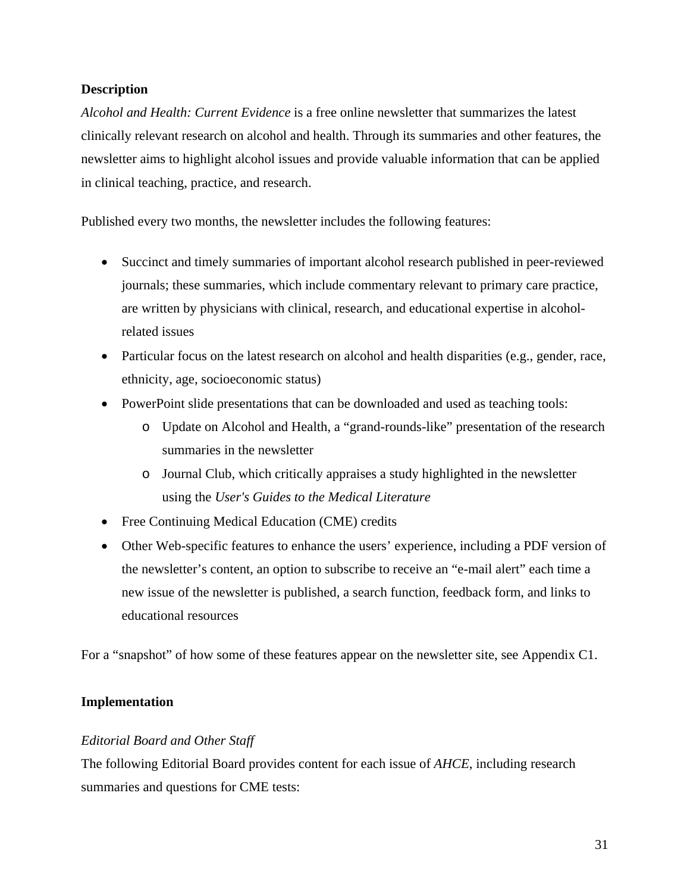**Description**

*Alcohol and Health: Current Evidence* is a free online newsletter that summarizes the latest clinically relevant research on alcohol and health. Through its summaries and other features, the newsletter aims to highlight alcohol issues and provide valuable information that can be applied in clinical teaching, practice, and research.

Published every two months, the newsletter includes the following features:

- Succinct and timely summaries of important alcohol research published in peer-reviewed journals; these summaries, which include commentary relevant to primary care practice, are written by physicians with clinical, research, and educational expertise in alcohol-related issues
- Particular focus on the latest research on alcohol and health disparities (e.g., gender, race, ethnicity, age, socioeconomic status)
- PowerPoint slide presentations that can be downloaded and used as teaching tools:
  - Update on Alcohol and Health, a "grand-rounds-like" presentation of the research summaries in the newsletter
  - Journal Club, which critically appraises a study highlighted in the newsletter using the *User's Guides to the Medical Literature*
- Free Continuing Medical Education (CME) credits
- Other Web-specific features to enhance the users' experience, including a PDF version of the newsletter's content, an option to subscribe to receive an "e-mail alert" each time a new issue of the newsletter is published, a search function, feedback form, and links to educational resources

For a "snapshot" of how some of these features appear on the newsletter site, see Appendix C1.

**Implementation**

*Editorial Board and Other Staff*

The following Editorial Board provides content for each issue of *AHCE*, including research summaries and questions for CME tests: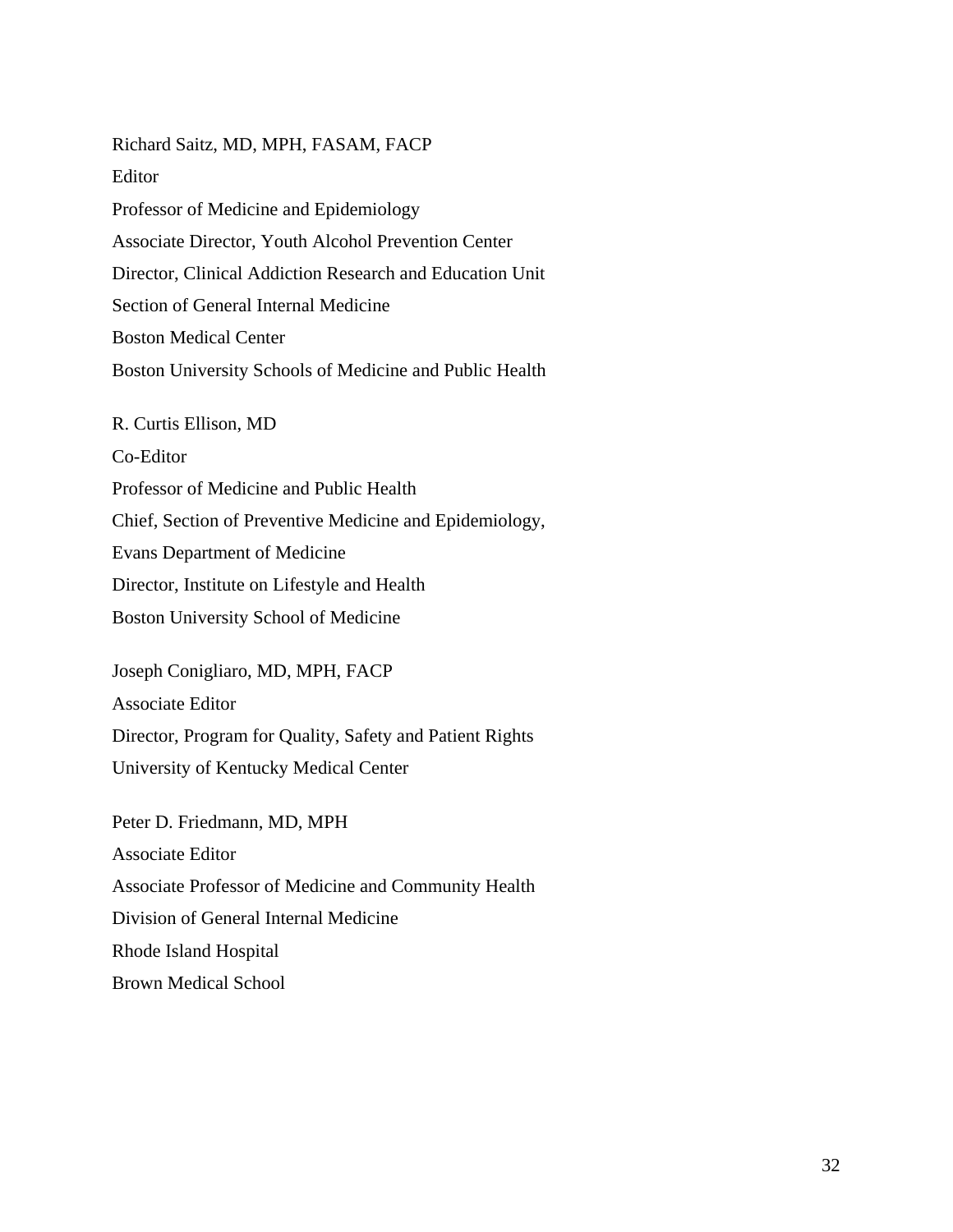Richard Saitz, MD, MPH, FASAM, FACP  
Editor  
Professor of Medicine and Epidemiology  
Associate Director, Youth Alcohol Prevention Center  
Director, Clinical Addiction Research and Education Unit  
Section of General Internal Medicine  
Boston Medical Center  
Boston University Schools of Medicine and Public Health

R. Curtis Ellison, MD  
Co-Editor  
Professor of Medicine and Public Health  
Chief, Section of Preventive Medicine and Epidemiology,  
Evans Department of Medicine  
Director, Institute on Lifestyle and Health  
Boston University School of Medicine

Joseph Conigliaro, MD, MPH, FACP  
Associate Editor  
Director, Program for Quality, Safety and Patient Rights  
University of Kentucky Medical Center

Peter D. Friedmann, MD, MPH  
Associate Editor  
Associate Professor of Medicine and Community Health  
Division of General Internal Medicine  
Rhode Island Hospital  
Brown Medical School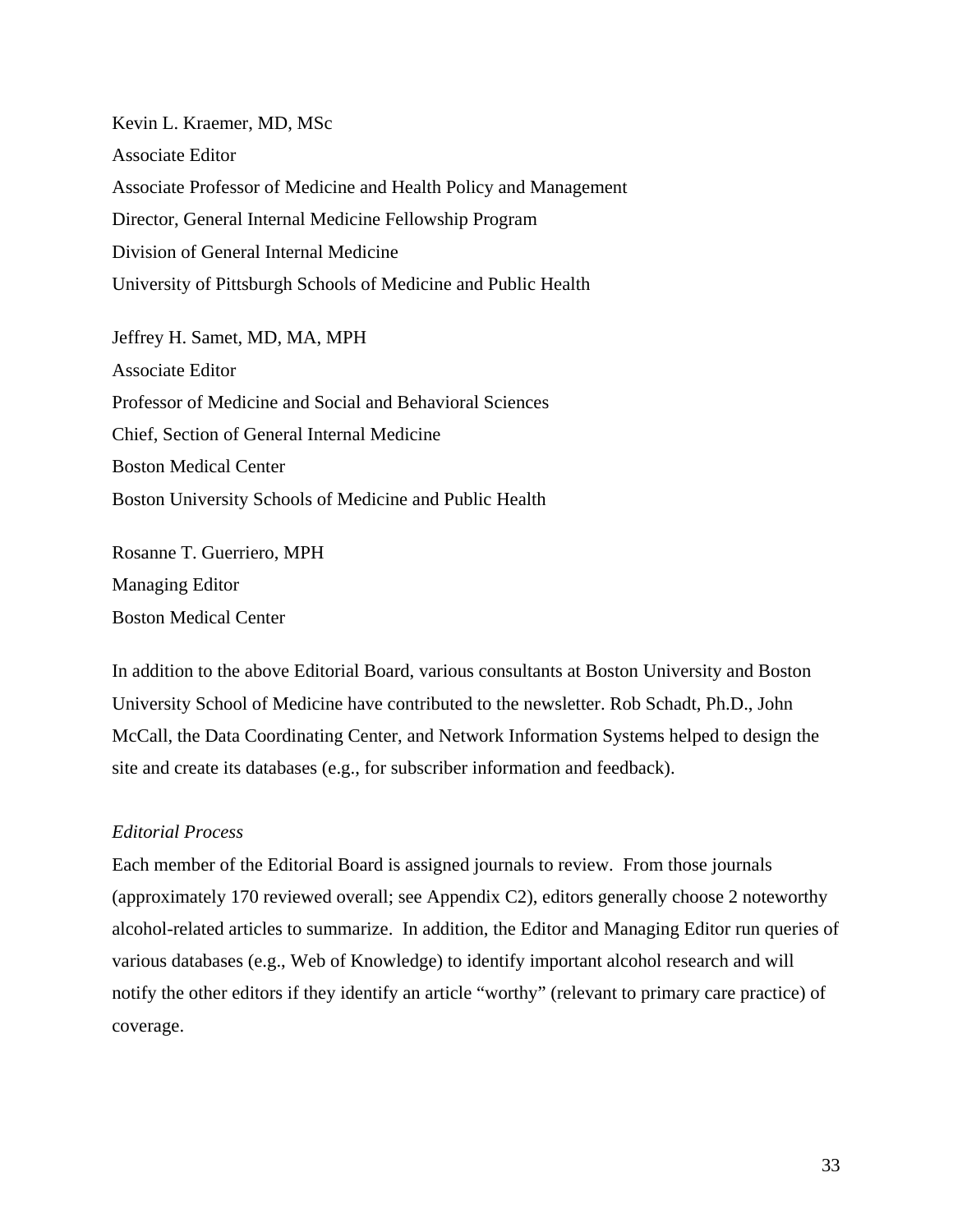Kevin L. Kraemer, MD, MSc
Associate Editor
Associate Professor of Medicine and Health Policy and Management
Director, General Internal Medicine Fellowship Program
Division of General Internal Medicine
University of Pittsburgh Schools of Medicine and Public Health

Jeffrey H. Samet, MD, MA, MPH
Associate Editor
Professor of Medicine and Social and Behavioral Sciences
Chief, Section of General Internal Medicine
Boston Medical Center
Boston University Schools of Medicine and Public Health

Rosanne T. Guerriero, MPH
Managing Editor
Boston Medical Center

In addition to the above Editorial Board, various consultants at Boston University and Boston University School of Medicine have contributed to the newsletter. Rob Schadt, Ph.D., John McCall, the Data Coordinating Center, and Network Information Systems helped to design the site and create its databases (e.g., for subscriber information and feedback).

*Editorial Process*

Each member of the Editorial Board is assigned journals to review. From those journals (approximately 170 reviewed overall; see Appendix C2), editors generally choose 2 noteworthy alcohol-related articles to summarize. In addition, the Editor and Managing Editor run queries of various databases (e.g., Web of Knowledge) to identify important alcohol research and will notify the other editors if they identify an article "worthy" (relevant to primary care practice) of coverage.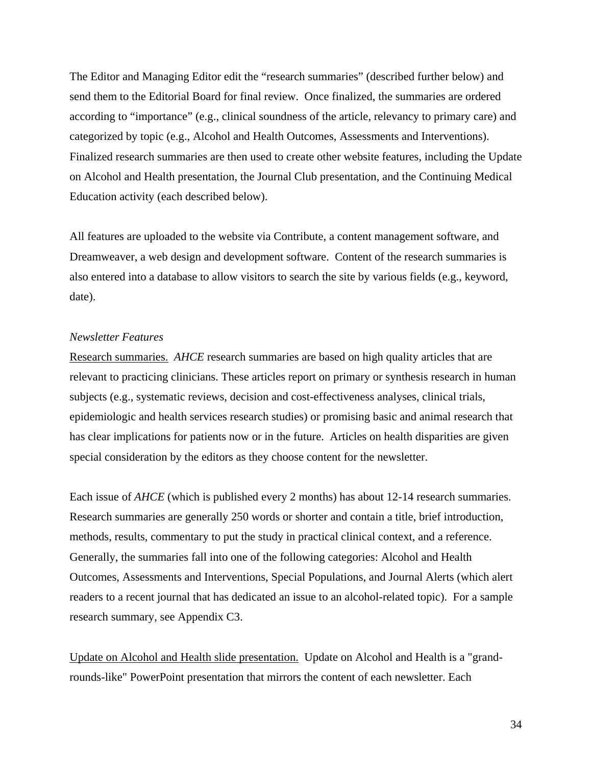The Editor and Managing Editor edit the "research summaries" (described further below) and send them to the Editorial Board for final review. Once finalized, the summaries are ordered according to "importance" (e.g., clinical soundness of the article, relevancy to primary care) and categorized by topic (e.g., Alcohol and Health Outcomes, Assessments and Interventions). Finalized research summaries are then used to create other website features, including the Update on Alcohol and Health presentation, the Journal Club presentation, and the Continuing Medical Education activity (each described below).

All features are uploaded to the website via Contribute, a content management software, and Dreamweaver, a web design and development software. Content of the research summaries is also entered into a database to allow visitors to search the site by various fields (e.g., keyword, date).

*Newsletter Features*

<u>Research summaries.</u> *AHCE* research summaries are based on high quality articles that are relevant to practicing clinicians. These articles report on primary or synthesis research in human subjects (e.g., systematic reviews, decision and cost-effectiveness analyses, clinical trials, epidemiologic and health services research studies) or promising basic and animal research that has clear implications for patients now or in the future. Articles on health disparities are given special consideration by the editors as they choose content for the newsletter.

Each issue of *AHCE* (which is published every 2 months) has about 12-14 research summaries. Research summaries are generally 250 words or shorter and contain a title, brief introduction, methods, results, commentary to put the study in practical clinical context, and a reference. Generally, the summaries fall into one of the following categories: Alcohol and Health Outcomes, Assessments and Interventions, Special Populations, and Journal Alerts (which alert readers to a recent journal that has dedicated an issue to an alcohol-related topic). For a sample research summary, see Appendix C3.

<u>Update on Alcohol and Health slide presentation.</u> Update on Alcohol and Health is a "grand-rounds-like" PowerPoint presentation that mirrors the content of each newsletter. Each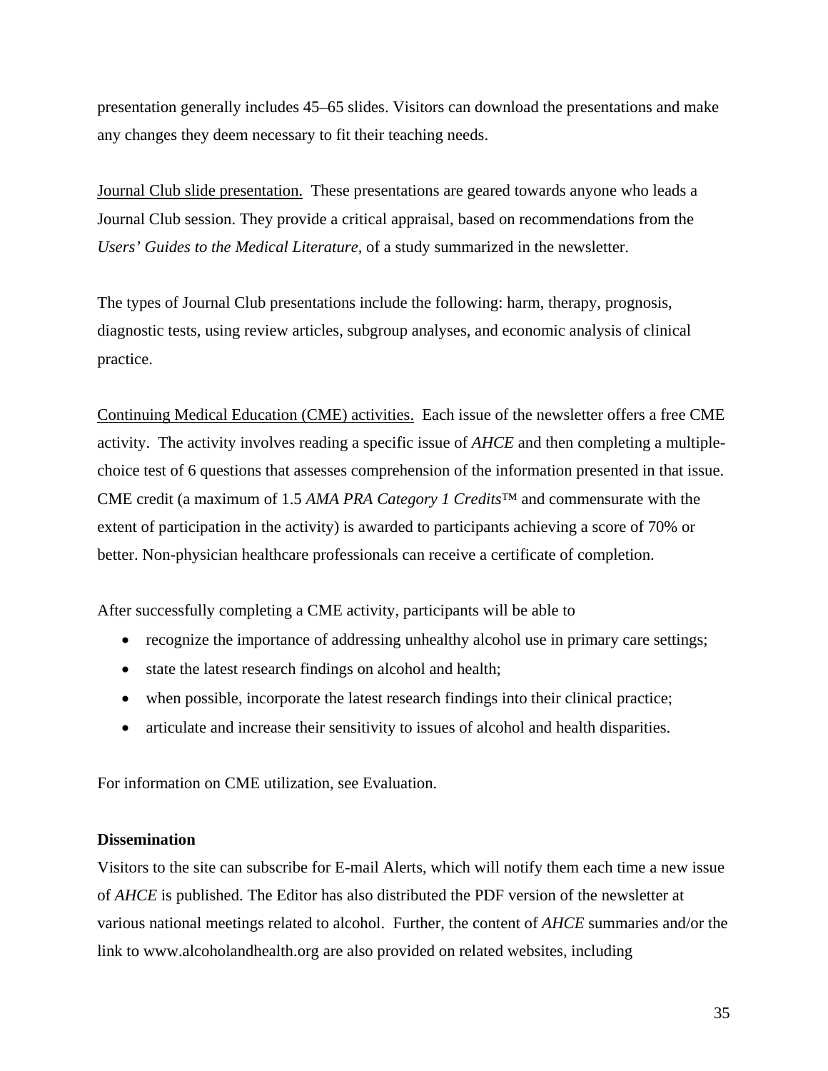presentation generally includes 45–65 slides. Visitors can download the presentations and make any changes they deem necessary to fit their teaching needs.

Journal Club slide presentation. These presentations are geared towards anyone who leads a Journal Club session. They provide a critical appraisal, based on recommendations from the *Users' Guides to the Medical Literature,* of a study summarized in the newsletter.

The types of Journal Club presentations include the following: harm, therapy, prognosis, diagnostic tests, using review articles, subgroup analyses, and economic analysis of clinical practice.

Continuing Medical Education (CME) activities. Each issue of the newsletter offers a free CME activity. The activity involves reading a specific issue of *AHCE* and then completing a multiple-choice test of 6 questions that assesses comprehension of the information presented in that issue. CME credit (a maximum of 1.5 *AMA PRA Category 1 Credits*™ and commensurate with the extent of participation in the activity) is awarded to participants achieving a score of 70% or better. Non-physician healthcare professionals can receive a certificate of completion.

After successfully completing a CME activity, participants will be able to

- recognize the importance of addressing unhealthy alcohol use in primary care settings;
- state the latest research findings on alcohol and health;
- when possible, incorporate the latest research findings into their clinical practice;
- articulate and increase their sensitivity to issues of alcohol and health disparities.

For information on CME utilization, see Evaluation.

**Dissemination**

Visitors to the site can subscribe for E-mail Alerts, which will notify them each time a new issue of *AHCE* is published. The Editor has also distributed the PDF version of the newsletter at various national meetings related to alcohol. Further, the content of *AHCE* summaries and/or the link to www.alcoholandhealth.org are also provided on related websites, including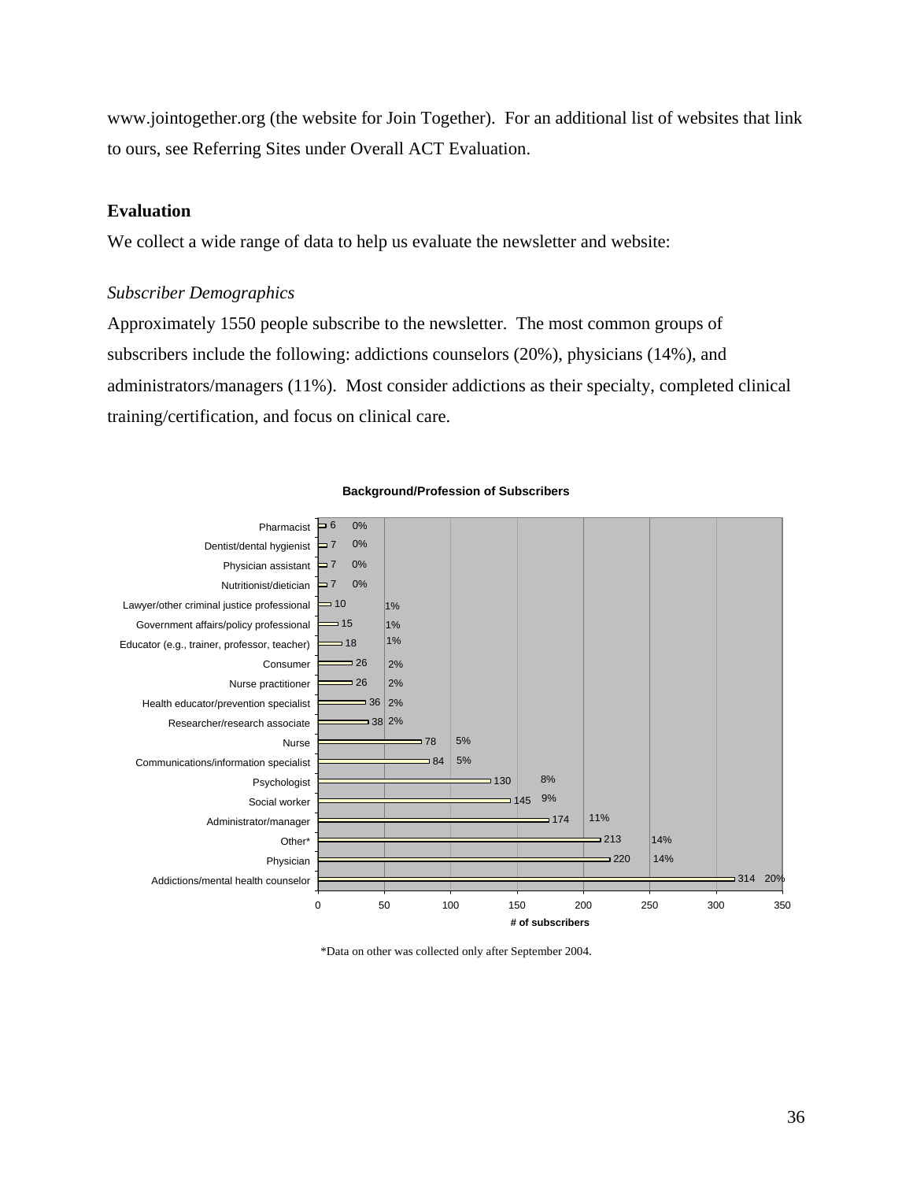www.jointogether.org (the website for Join Together). For an additional list of websites that link to ours, see Referring Sites under Overall ACT Evaluation.

### Evaluation

We collect a wide range of data to help us evaluate the newsletter and website:

*Subscriber Demographics*

Approximately 1550 people subscribe to the newsletter. The most common groups of subscribers include the following: addictions counselors (20%), physicians (14%), and administrators/managers (11%). Most consider addictions as their specialty, completed clinical training/certification, and focus on clinical care.

**Background/Profession of Subscribers**

| Background/Profession | # of subscribers | % |
|---|---|---|
| Pharmacist | 6 | 0% |
| Dentist/dental hygienist | 7 | 0% |
| Physician assistant | 7 | 0% |
| Nutritionist/dietician | 7 | 0% |
| Lawyer/other criminal justice professional | 10 | 1% |
| Government affairs/policy professional | 15 | 1% |
| Educator (e.g., trainer, professor, teacher) | 18 | 1% |
| Consumer | 26 | 2% |
| Nurse practitioner | 26 | 2% |
| Health educator/prevention specialist | 36 | 2% |
| Researcher/research associate | 38 | 2% |
| Nurse | 78 | 5% |
| Communications/information specialist | 84 | 5% |
| Psychologist | 130 | 8% |
| Social worker | 145 | 9% |
| Administrator/manager | 174 | 11% |
| Other* | 213 | 14% |
| Physician | 220 | 14% |
| Addictions/mental health counselor | 314 | 20% |

*Data on other was collected only after September 2004.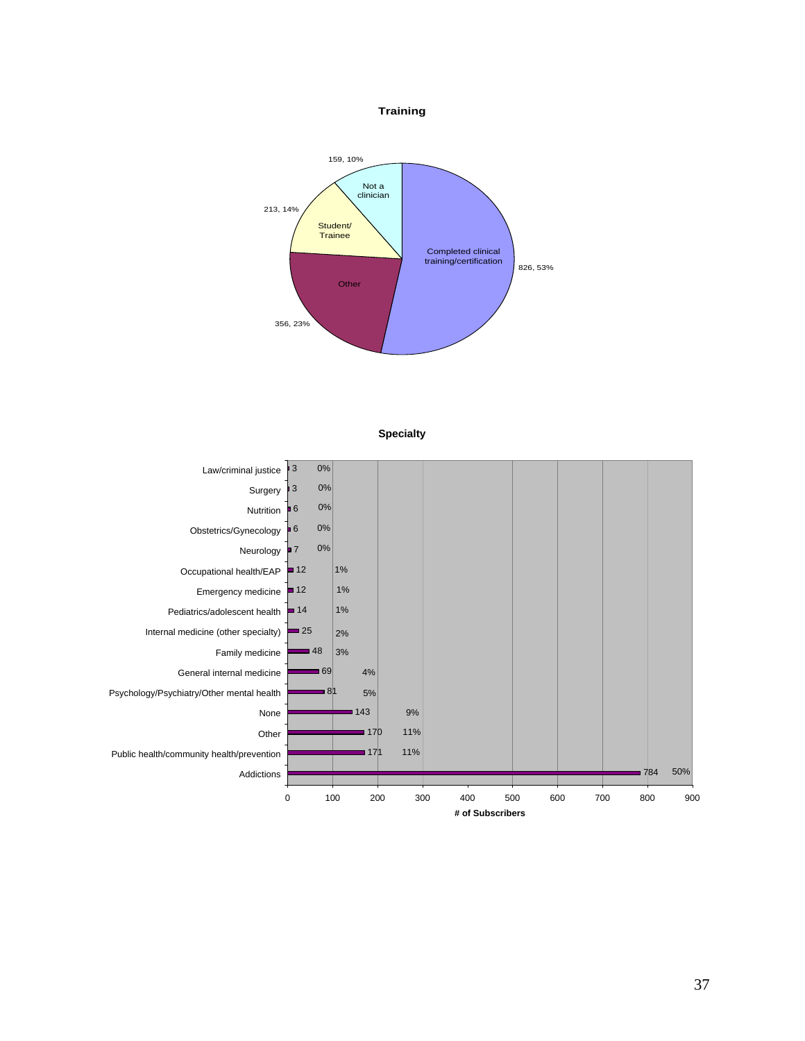**Training**

| Category | Count | Percent |
| --- | --- | --- |
| Completed clinical training/certification | 826 | 53% |
| Other | 356 | 23% |
| Student/ Trainee | 213 | 14% |
| Not a clinician | 159 | 10% |

**Specialty**

| Specialty | # of Subscribers | Percent |
| --- | --- | --- |
| Law/criminal justice | 3 | 0% |
| Surgery | 3 | 0% |
| Nutrition | 6 | 0% |
| Obstetrics/Gynecology | 6 | 0% |
| Neurology | 7 | 0% |
| Occupational health/EAP | 12 | 1% |
| Emergency medicine | 12 | 1% |
| Pediatrics/adolescent health | 14 | 1% |
| Internal medicine (other specialty) | 25 | 2% |
| Family medicine | 48 | 3% |
| General internal medicine | 69 | 4% |
| Psychology/Psychiatry/Other mental health | 81 | 5% |
| None | 143 | 9% |
| Other | 170 | 11% |
| Public health/community health/prevention | 171 | 11% |
| Addictions | 784 | 50% |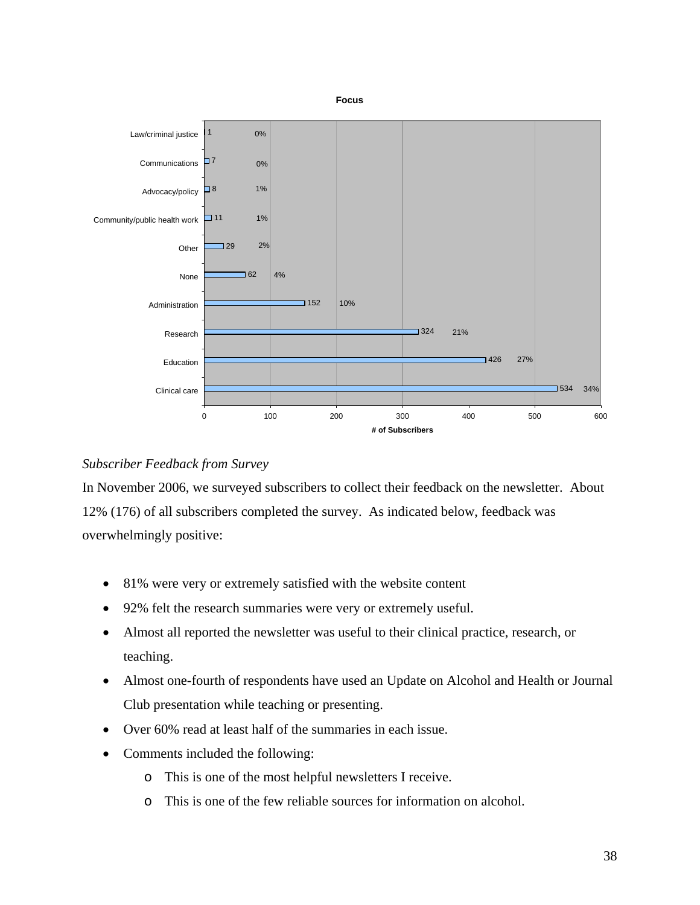**Focus**

| Focus | # of Subscribers | % |
|---|---|---|
| Law/criminal justice | 1 | 0% |
| Communications | 7 | 0% |
| Advocacy/policy | 8 | 1% |
| Community/public health work | 11 | 1% |
| Other | 29 | 2% |
| None | 62 | 4% |
| Administration | 152 | 10% |
| Research | 324 | 21% |
| Education | 426 | 27% |
| Clinical care | 534 | 34% |

*Subscriber Feedback from Survey*

In November 2006, we surveyed subscribers to collect their feedback on the newsletter. About 12% (176) of all subscribers completed the survey. As indicated below, feedback was overwhelmingly positive:

- 81% were very or extremely satisfied with the website content
- 92% felt the research summaries were very or extremely useful.
- Almost all reported the newsletter was useful to their clinical practice, research, or teaching.
- Almost one-fourth of respondents have used an Update on Alcohol and Health or Journal Club presentation while teaching or presenting.
- Over 60% read at least half of the summaries in each issue.
- Comments included the following:
    - This is one of the most helpful newsletters I receive.
    - This is one of the few reliable sources for information on alcohol.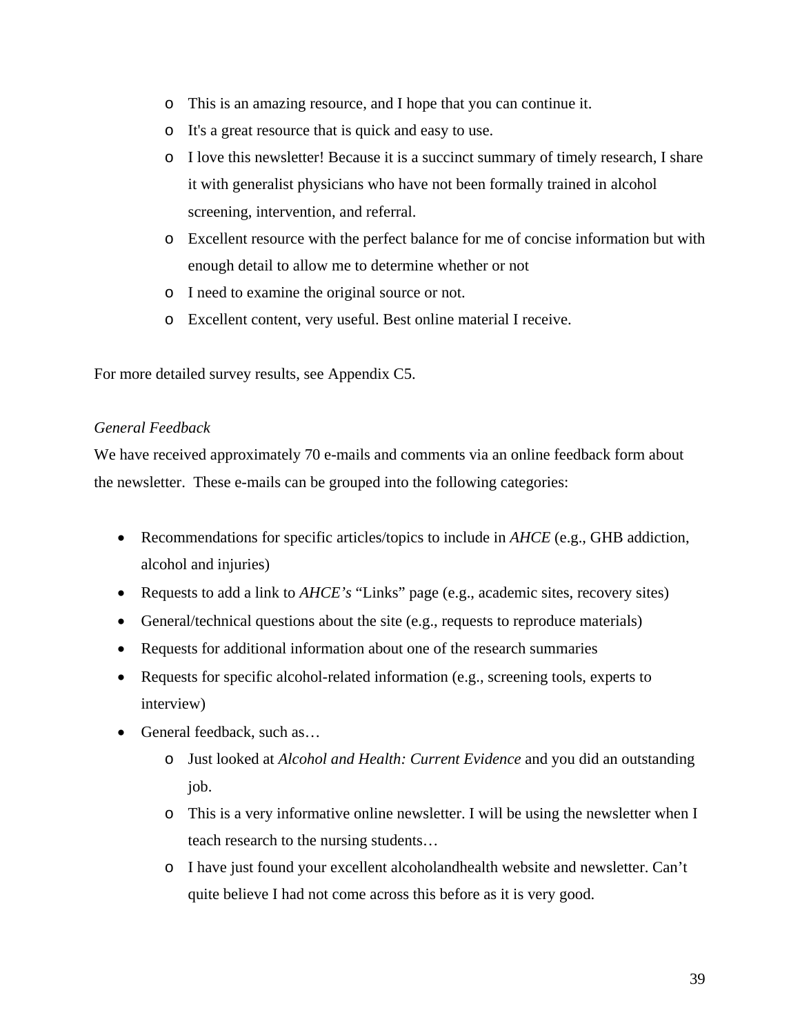- This is an amazing resource, and I hope that you can continue it.
- It's a great resource that is quick and easy to use.
- I love this newsletter! Because it is a succinct summary of timely research, I share it with generalist physicians who have not been formally trained in alcohol screening, intervention, and referral.
- Excellent resource with the perfect balance for me of concise information but with enough detail to allow me to determine whether or not
- I need to examine the original source or not.
- Excellent content, very useful. Best online material I receive.

For more detailed survey results, see Appendix C5.

*General Feedback*

We have received approximately 70 e-mails and comments via an online feedback form about the newsletter. These e-mails can be grouped into the following categories:

- Recommendations for specific articles/topics to include in *AHCE* (e.g., GHB addiction, alcohol and injuries)
- Requests to add a link to *AHCE's* "Links" page (e.g., academic sites, recovery sites)
- General/technical questions about the site (e.g., requests to reproduce materials)
- Requests for additional information about one of the research summaries
- Requests for specific alcohol-related information (e.g., screening tools, experts to interview)
- General feedback, such as…
    - Just looked at *Alcohol and Health: Current Evidence* and you did an outstanding job.
    - This is a very informative online newsletter. I will be using the newsletter when I teach research to the nursing students…
    - I have just found your excellent alcoholandhealth website and newsletter. Can't quite believe I had not come across this before as it is very good.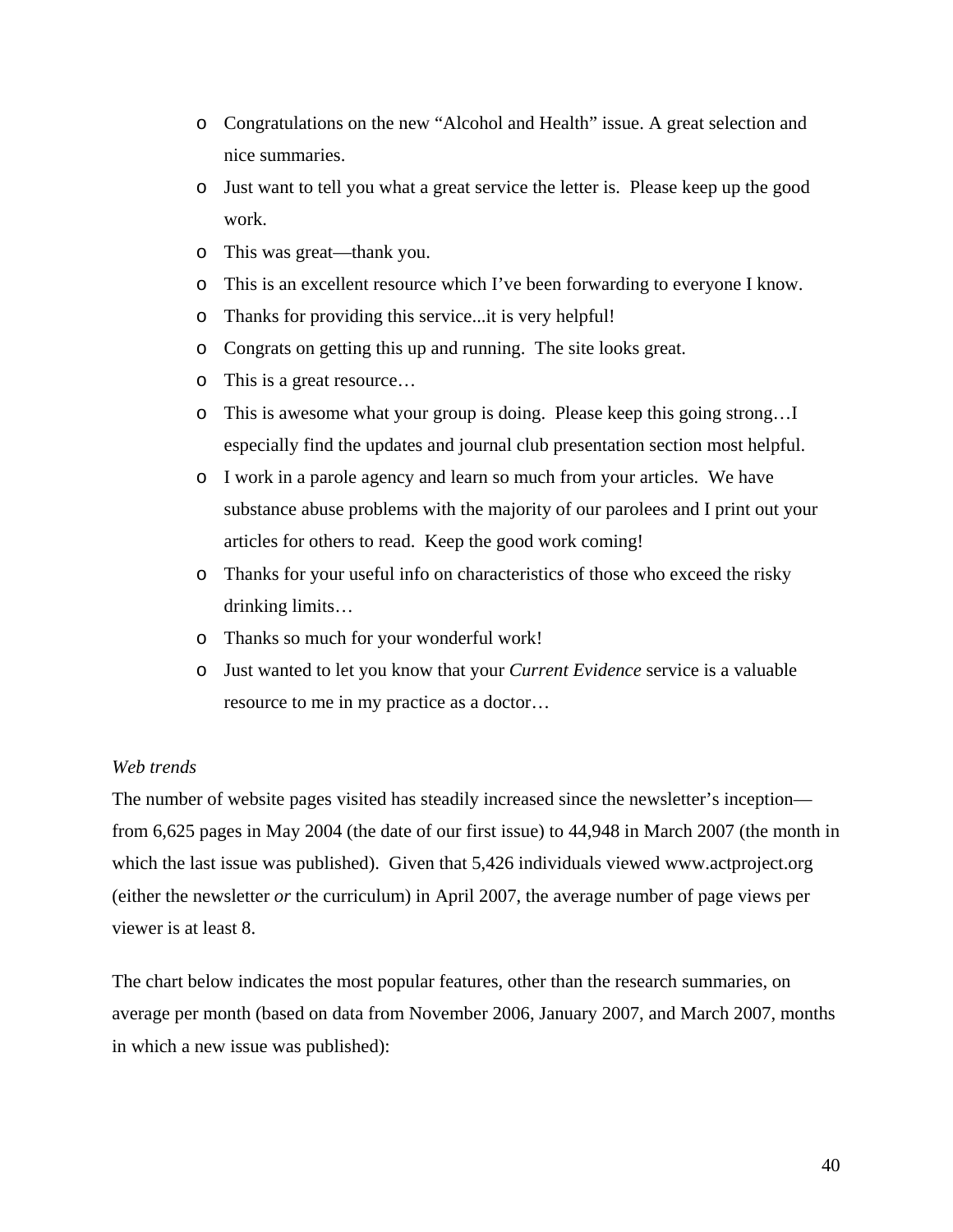- Congratulations on the new "Alcohol and Health" issue. A great selection and nice summaries.
- Just want to tell you what a great service the letter is. Please keep up the good work.
- This was great—thank you.
- This is an excellent resource which I've been forwarding to everyone I know.
- Thanks for providing this service...it is very helpful!
- Congrats on getting this up and running. The site looks great.
- This is a great resource…
- This is awesome what your group is doing. Please keep this going strong…I especially find the updates and journal club presentation section most helpful.
- I work in a parole agency and learn so much from your articles. We have substance abuse problems with the majority of our parolees and I print out your articles for others to read. Keep the good work coming!
- Thanks for your useful info on characteristics of those who exceed the risky drinking limits…
- Thanks so much for your wonderful work!
- Just wanted to let you know that your *Current Evidence* service is a valuable resource to me in my practice as a doctor…

*Web trends*

The number of website pages visited has steadily increased since the newsletter's inception—from 6,625 pages in May 2004 (the date of our first issue) to 44,948 in March 2007 (the month in which the last issue was published). Given that 5,426 individuals viewed www.actproject.org (either the newsletter *or* the curriculum) in April 2007, the average number of page views per viewer is at least 8.

The chart below indicates the most popular features, other than the research summaries, on average per month (based on data from November 2006, January 2007, and March 2007, months in which a new issue was published):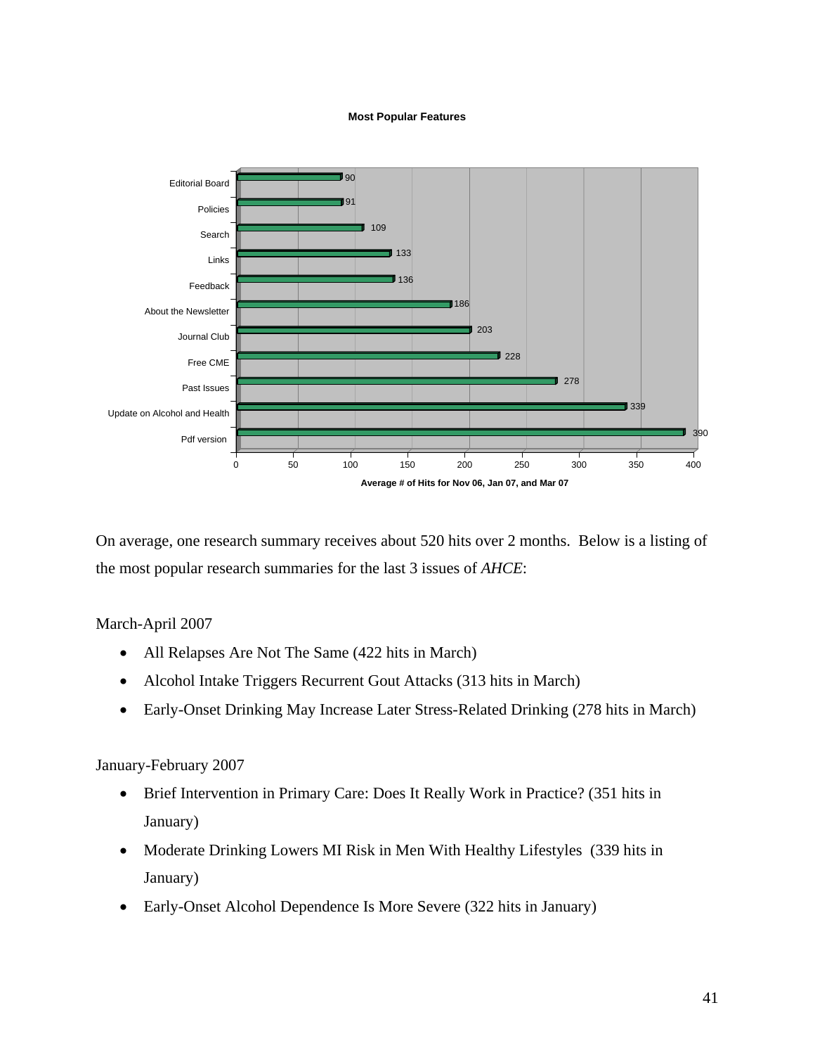**Most Popular Features**

| Feature | Average # of Hits for Nov 06, Jan 07, and Mar 07 |
|---|---|
| Editorial Board | 90 |
| Policies | 91 |
| Search | 109 |
| Links | 133 |
| Feedback | 136 |
| About the Newsletter | 186 |
| Journal Club | 203 |
| Free CME | 228 |
| Past Issues | 278 |
| Update on Alcohol and Health | 339 |
| Pdf version | 390 |

On average, one research summary receives about 520 hits over 2 months. Below is a listing of the most popular research summaries for the last 3 issues of *AHCE*:

March-April 2007

- All Relapses Are Not The Same (422 hits in March)
- Alcohol Intake Triggers Recurrent Gout Attacks (313 hits in March)
- Early-Onset Drinking May Increase Later Stress-Related Drinking (278 hits in March)

January-February 2007

- Brief Intervention in Primary Care: Does It Really Work in Practice? (351 hits in January)
- Moderate Drinking Lowers MI Risk in Men With Healthy Lifestyles (339 hits in January)
- Early-Onset Alcohol Dependence Is More Severe (322 hits in January)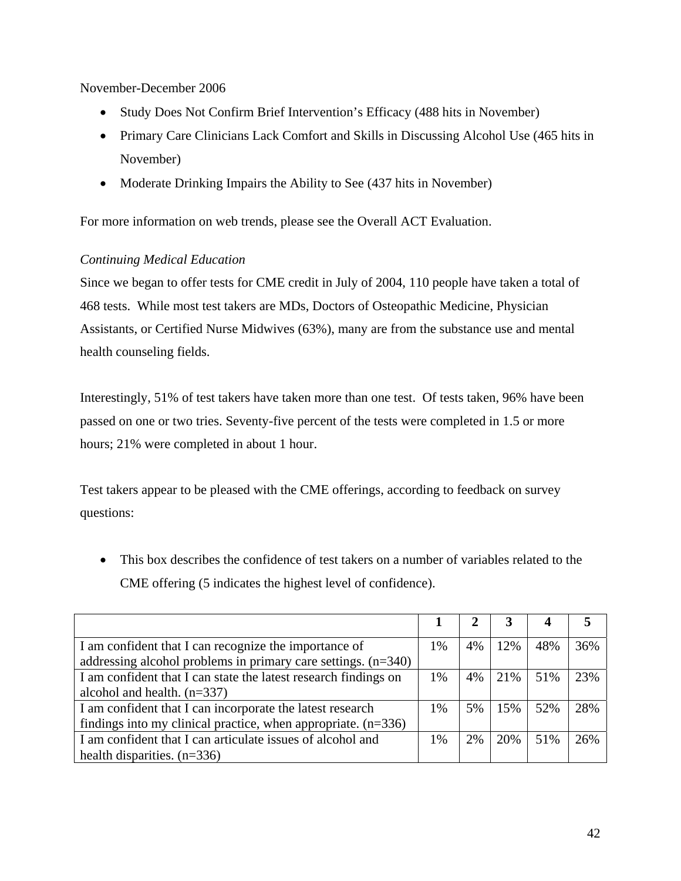November-December 2006

- Study Does Not Confirm Brief Intervention's Efficacy (488 hits in November)
- Primary Care Clinicians Lack Comfort and Skills in Discussing Alcohol Use (465 hits in November)
- Moderate Drinking Impairs the Ability to See (437 hits in November)

For more information on web trends, please see the Overall ACT Evaluation.

*Continuing Medical Education*

Since we began to offer tests for CME credit in July of 2004, 110 people have taken a total of 468 tests. While most test takers are MDs, Doctors of Osteopathic Medicine, Physician Assistants, or Certified Nurse Midwives (63%), many are from the substance use and mental health counseling fields.

Interestingly, 51% of test takers have taken more than one test. Of tests taken, 96% have been passed on one or two tries. Seventy-five percent of the tests were completed in 1.5 or more hours; 21% were completed in about 1 hour.

Test takers appear to be pleased with the CME offerings, according to feedback on survey questions:

- This box describes the confidence of test takers on a number of variables related to the CME offering (5 indicates the highest level of confidence).

| | **1** | **2** | **3** | **4** | **5** |
|---|---|---|---|---|---|
| I am confident that I can recognize the importance of addressing alcohol problems in primary care settings. (n=340) | 1% | 4% | 12% | 48% | 36% |
| I am confident that I can state the latest research findings on alcohol and health. (n=337) | 1% | 4% | 21% | 51% | 23% |
| I am confident that I can incorporate the latest research findings into my clinical practice, when appropriate. (n=336) | 1% | 5% | 15% | 52% | 28% |
| I am confident that I can articulate issues of alcohol and health disparities. (n=336) | 1% | 2% | 20% | 51% | 26% |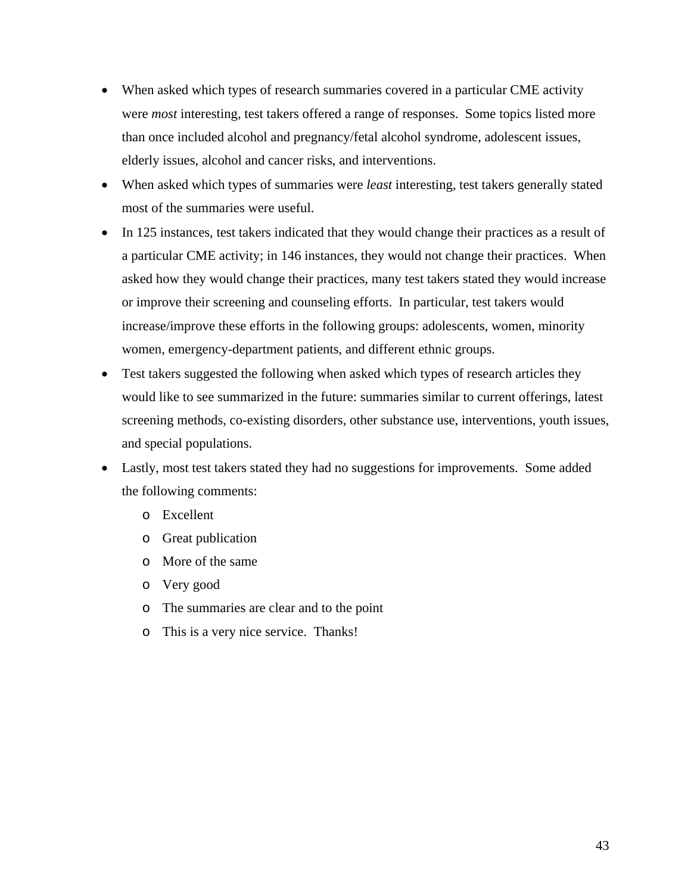- When asked which types of research summaries covered in a particular CME activity were *most* interesting, test takers offered a range of responses. Some topics listed more than once included alcohol and pregnancy/fetal alcohol syndrome, adolescent issues, elderly issues, alcohol and cancer risks, and interventions.
- When asked which types of summaries were *least* interesting, test takers generally stated most of the summaries were useful.
- In 125 instances, test takers indicated that they would change their practices as a result of a particular CME activity; in 146 instances, they would not change their practices. When asked how they would change their practices, many test takers stated they would increase or improve their screening and counseling efforts. In particular, test takers would increase/improve these efforts in the following groups: adolescents, women, minority women, emergency-department patients, and different ethnic groups.
- Test takers suggested the following when asked which types of research articles they would like to see summarized in the future: summaries similar to current offerings, latest screening methods, co-existing disorders, other substance use, interventions, youth issues, and special populations.
- Lastly, most test takers stated they had no suggestions for improvements. Some added the following comments:
    - Excellent
    - Great publication
    - More of the same
    - Very good
    - The summaries are clear and to the point
    - This is a very nice service. Thanks!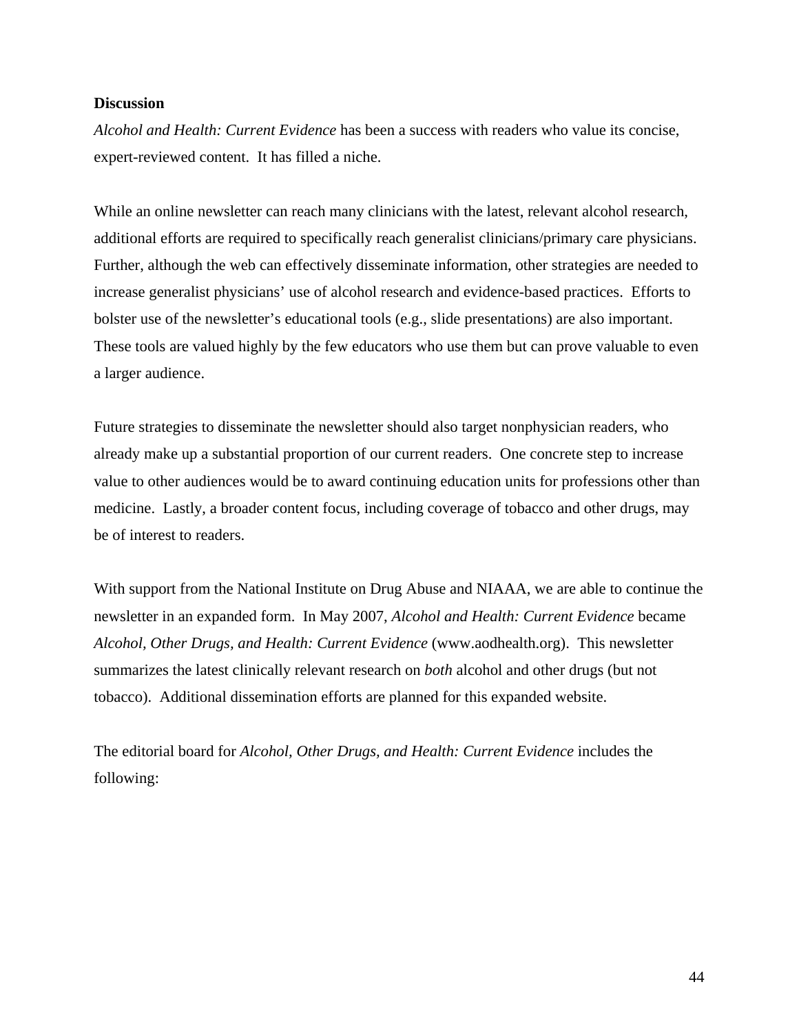**Discussion**

*Alcohol and Health: Current Evidence* has been a success with readers who value its concise, expert-reviewed content. It has filled a niche.

While an online newsletter can reach many clinicians with the latest, relevant alcohol research, additional efforts are required to specifically reach generalist clinicians/primary care physicians. Further, although the web can effectively disseminate information, other strategies are needed to increase generalist physicians' use of alcohol research and evidence-based practices. Efforts to bolster use of the newsletter's educational tools (e.g., slide presentations) are also important. These tools are valued highly by the few educators who use them but can prove valuable to even a larger audience.

Future strategies to disseminate the newsletter should also target nonphysician readers, who already make up a substantial proportion of our current readers. One concrete step to increase value to other audiences would be to award continuing education units for professions other than medicine. Lastly, a broader content focus, including coverage of tobacco and other drugs, may be of interest to readers.

With support from the National Institute on Drug Abuse and NIAAA, we are able to continue the newsletter in an expanded form. In May 2007, *Alcohol and Health: Current Evidence* became *Alcohol, Other Drugs, and Health: Current Evidence* (www.aodhealth.org). This newsletter summarizes the latest clinically relevant research on *both* alcohol and other drugs (but not tobacco). Additional dissemination efforts are planned for this expanded website.

The editorial board for *Alcohol, Other Drugs, and Health: Current Evidence* includes the following: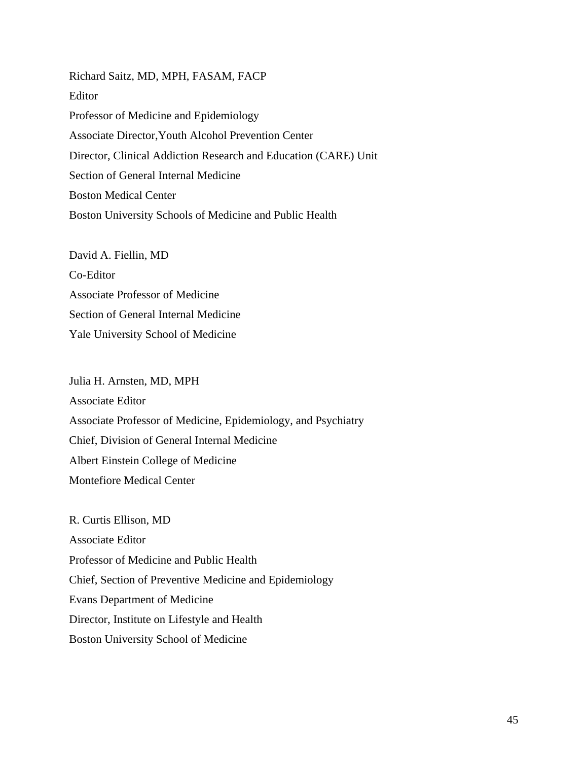Richard Saitz, MD, MPH, FASAM, FACP
Editor
Professor of Medicine and Epidemiology
Associate Director,Youth Alcohol Prevention Center
Director, Clinical Addiction Research and Education (CARE) Unit
Section of General Internal Medicine
Boston Medical Center
Boston University Schools of Medicine and Public Health

David A. Fiellin, MD
Co-Editor
Associate Professor of Medicine
Section of General Internal Medicine
Yale University School of Medicine

Julia H. Arnsten, MD, MPH
Associate Editor
Associate Professor of Medicine, Epidemiology, and Psychiatry
Chief, Division of General Internal Medicine
Albert Einstein College of Medicine
Montefiore Medical Center

R. Curtis Ellison, MD
Associate Editor
Professor of Medicine and Public Health
Chief, Section of Preventive Medicine and Epidemiology
Evans Department of Medicine
Director, Institute on Lifestyle and Health
Boston University School of Medicine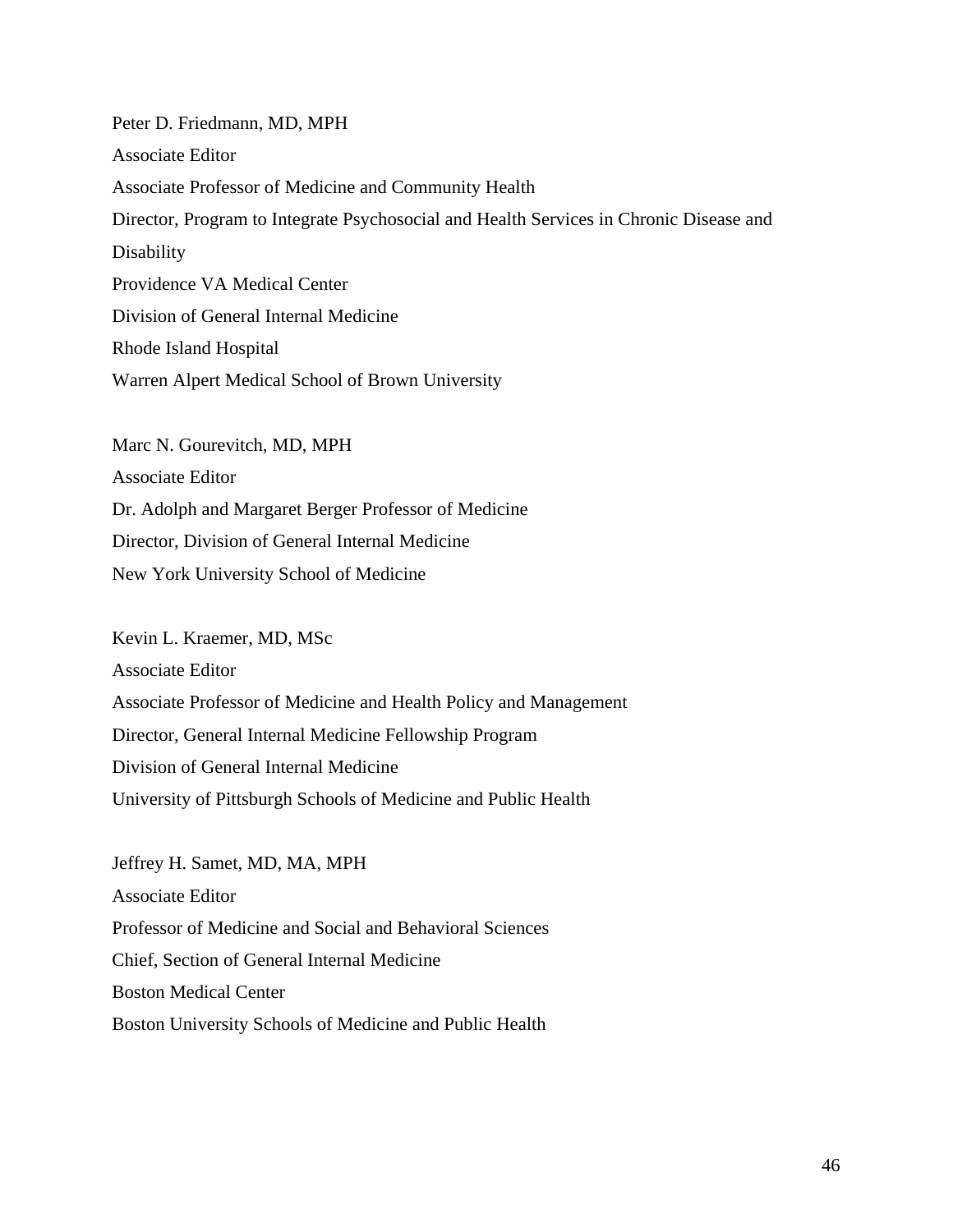Peter D. Friedmann, MD, MPH
Associate Editor
Associate Professor of Medicine and Community Health
Director, Program to Integrate Psychosocial and Health Services in Chronic Disease and Disability
Providence VA Medical Center
Division of General Internal Medicine
Rhode Island Hospital
Warren Alpert Medical School of Brown University

Marc N. Gourevitch, MD, MPH
Associate Editor
Dr. Adolph and Margaret Berger Professor of Medicine
Director, Division of General Internal Medicine
New York University School of Medicine

Kevin L. Kraemer, MD, MSc
Associate Editor
Associate Professor of Medicine and Health Policy and Management
Director, General Internal Medicine Fellowship Program
Division of General Internal Medicine
University of Pittsburgh Schools of Medicine and Public Health

Jeffrey H. Samet, MD, MA, MPH
Associate Editor
Professor of Medicine and Social and Behavioral Sciences
Chief, Section of General Internal Medicine
Boston Medical Center
Boston University Schools of Medicine and Public Health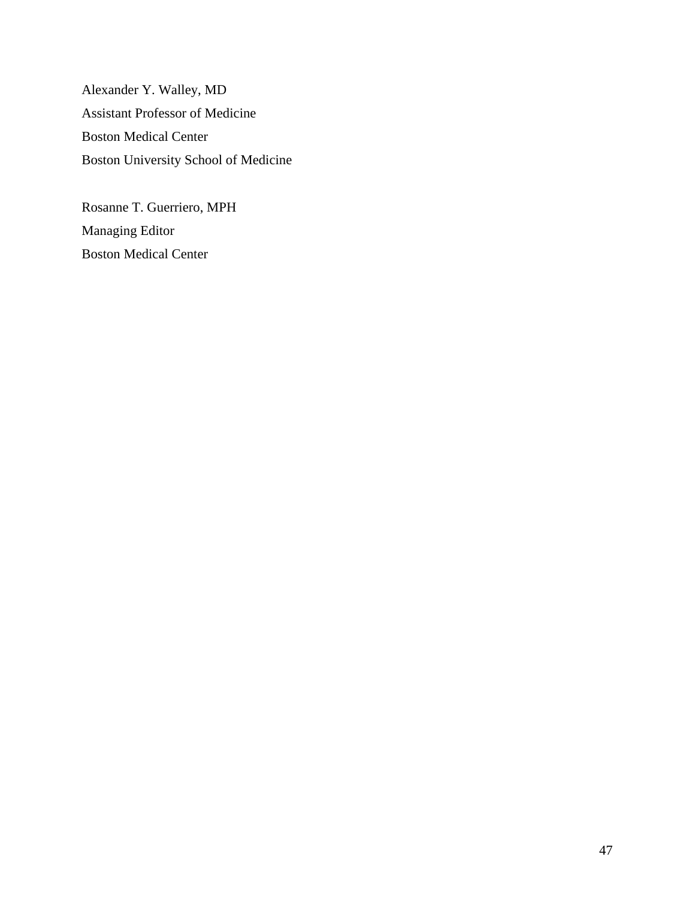Alexander Y. Walley, MD
Assistant Professor of Medicine
Boston Medical Center
Boston University School of Medicine

Rosanne T. Guerriero, MPH
Managing Editor
Boston Medical Center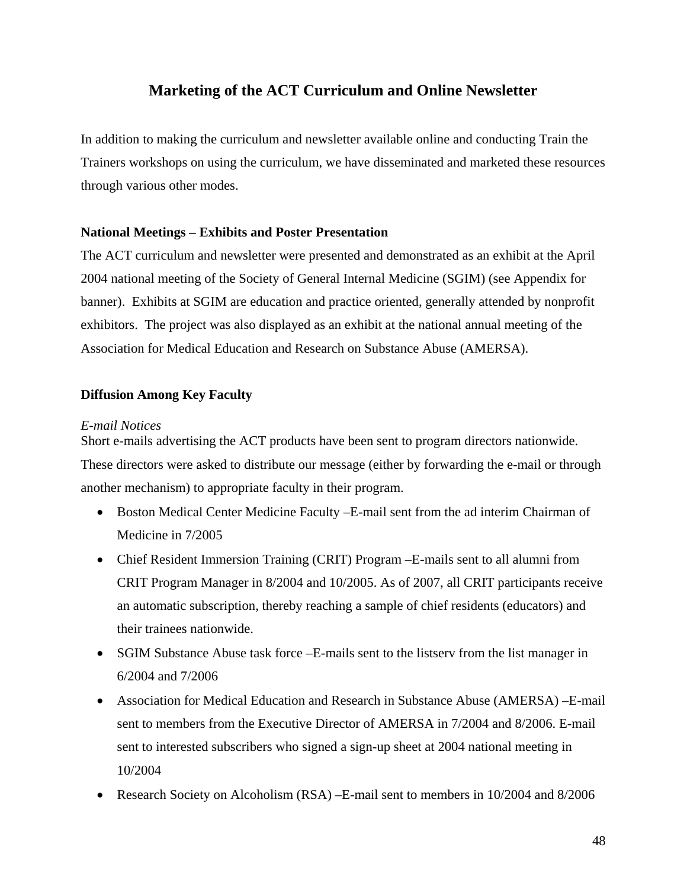## Marketing of the ACT Curriculum and Online Newsletter

In addition to making the curriculum and newsletter available online and conducting Train the Trainers workshops on using the curriculum, we have disseminated and marketed these resources through various other modes.

### National Meetings – Exhibits and Poster Presentation

The ACT curriculum and newsletter were presented and demonstrated as an exhibit at the April 2004 national meeting of the Society of General Internal Medicine (SGIM) (see Appendix for banner). Exhibits at SGIM are education and practice oriented, generally attended by nonprofit exhibitors. The project was also displayed as an exhibit at the national annual meeting of the Association for Medical Education and Research on Substance Abuse (AMERSA).

### Diffusion Among Key Faculty

*E-mail Notices*

Short e-mails advertising the ACT products have been sent to program directors nationwide. These directors were asked to distribute our message (either by forwarding the e-mail or through another mechanism) to appropriate faculty in their program.

- Boston Medical Center Medicine Faculty –E-mail sent from the ad interim Chairman of Medicine in 7/2005
- Chief Resident Immersion Training (CRIT) Program –E-mails sent to all alumni from CRIT Program Manager in 8/2004 and 10/2005. As of 2007, all CRIT participants receive an automatic subscription, thereby reaching a sample of chief residents (educators) and their trainees nationwide.
- SGIM Substance Abuse task force –E-mails sent to the listserv from the list manager in 6/2004 and 7/2006
- Association for Medical Education and Research in Substance Abuse (AMERSA) –E-mail sent to members from the Executive Director of AMERSA in 7/2004 and 8/2006. E-mail sent to interested subscribers who signed a sign-up sheet at 2004 national meeting in 10/2004
- Research Society on Alcoholism (RSA) –E-mail sent to members in 10/2004 and 8/2006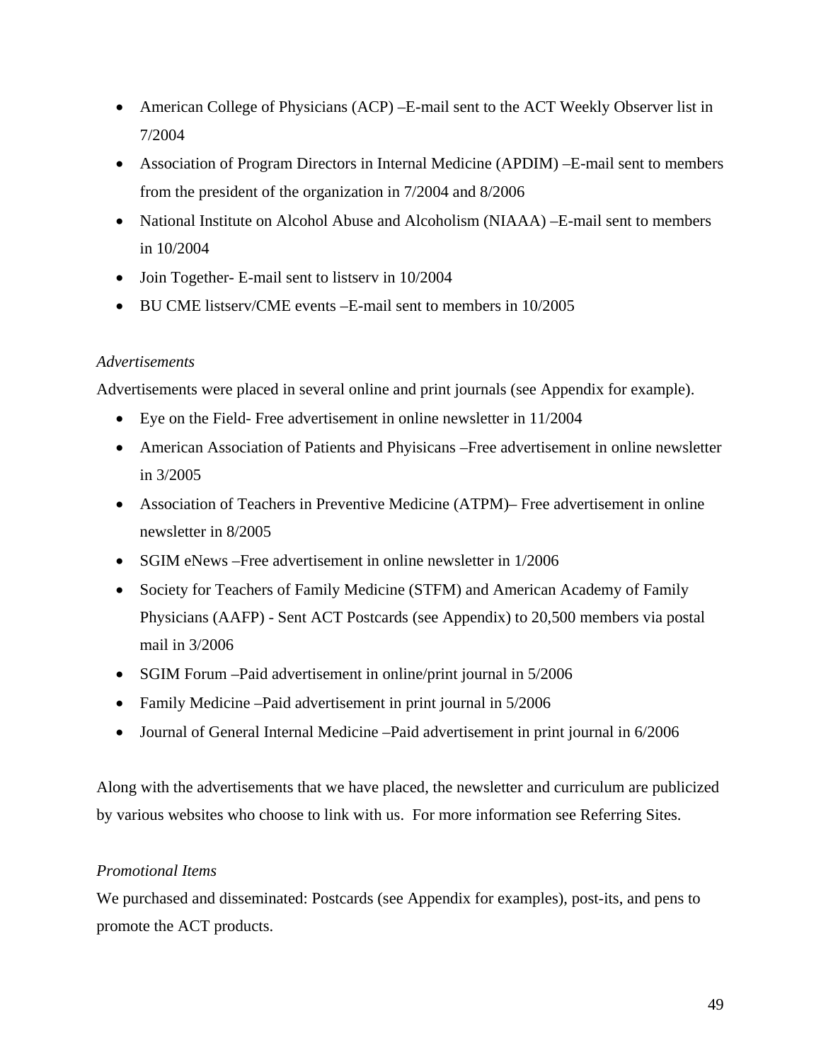- American College of Physicians (ACP) –E-mail sent to the ACT Weekly Observer list in 7/2004
- Association of Program Directors in Internal Medicine (APDIM) –E-mail sent to members from the president of the organization in 7/2004 and 8/2006
- National Institute on Alcohol Abuse and Alcoholism (NIAAA) –E-mail sent to members in 10/2004
- Join Together- E-mail sent to listserv in 10/2004
- BU CME listserv/CME events –E-mail sent to members in 10/2005

*Advertisements*

Advertisements were placed in several online and print journals (see Appendix for example).

- Eye on the Field- Free advertisement in online newsletter in 11/2004
- American Association of Patients and Phyisicans –Free advertisement in online newsletter in 3/2005
- Association of Teachers in Preventive Medicine (ATPM)– Free advertisement in online newsletter in 8/2005
- SGIM eNews –Free advertisement in online newsletter in 1/2006
- Society for Teachers of Family Medicine (STFM) and American Academy of Family Physicians (AAFP) - Sent ACT Postcards (see Appendix) to 20,500 members via postal mail in 3/2006
- SGIM Forum –Paid advertisement in online/print journal in 5/2006
- Family Medicine –Paid advertisement in print journal in 5/2006
- Journal of General Internal Medicine –Paid advertisement in print journal in 6/2006

Along with the advertisements that we have placed, the newsletter and curriculum are publicized by various websites who choose to link with us. For more information see Referring Sites.

*Promotional Items*

We purchased and disseminated: Postcards (see Appendix for examples), post-its, and pens to promote the ACT products.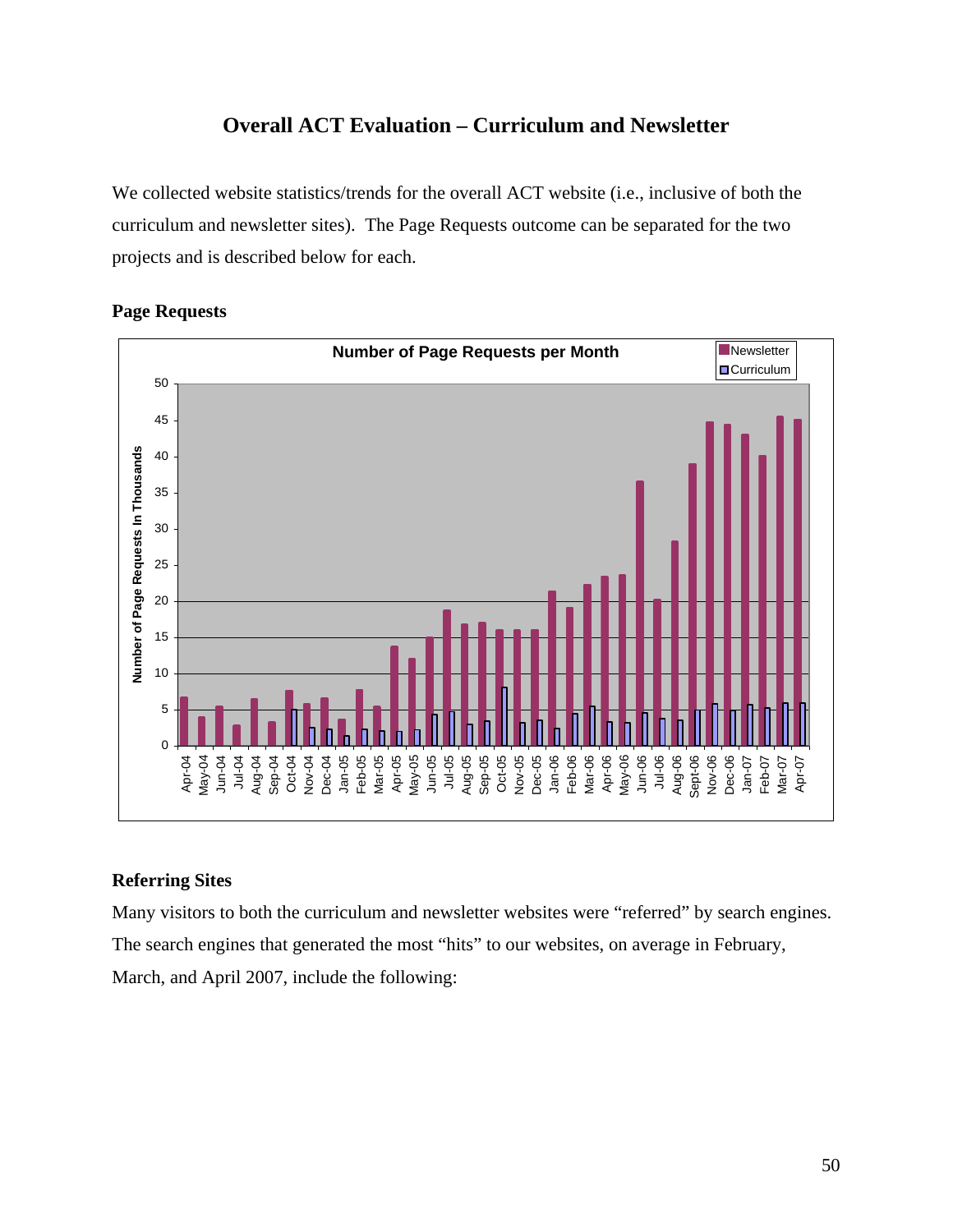## Overall ACT Evaluation – Curriculum and Newsletter

We collected website statistics/trends for the overall ACT website (i.e., inclusive of both the curriculum and newsletter sites). The Page Requests outcome can be separated for the two projects and is described below for each.

### Page Requests

### Referring Sites

Many visitors to both the curriculum and newsletter websites were "referred" by search engines. The search engines that generated the most "hits" to our websites, on average in February, March, and April 2007, include the following: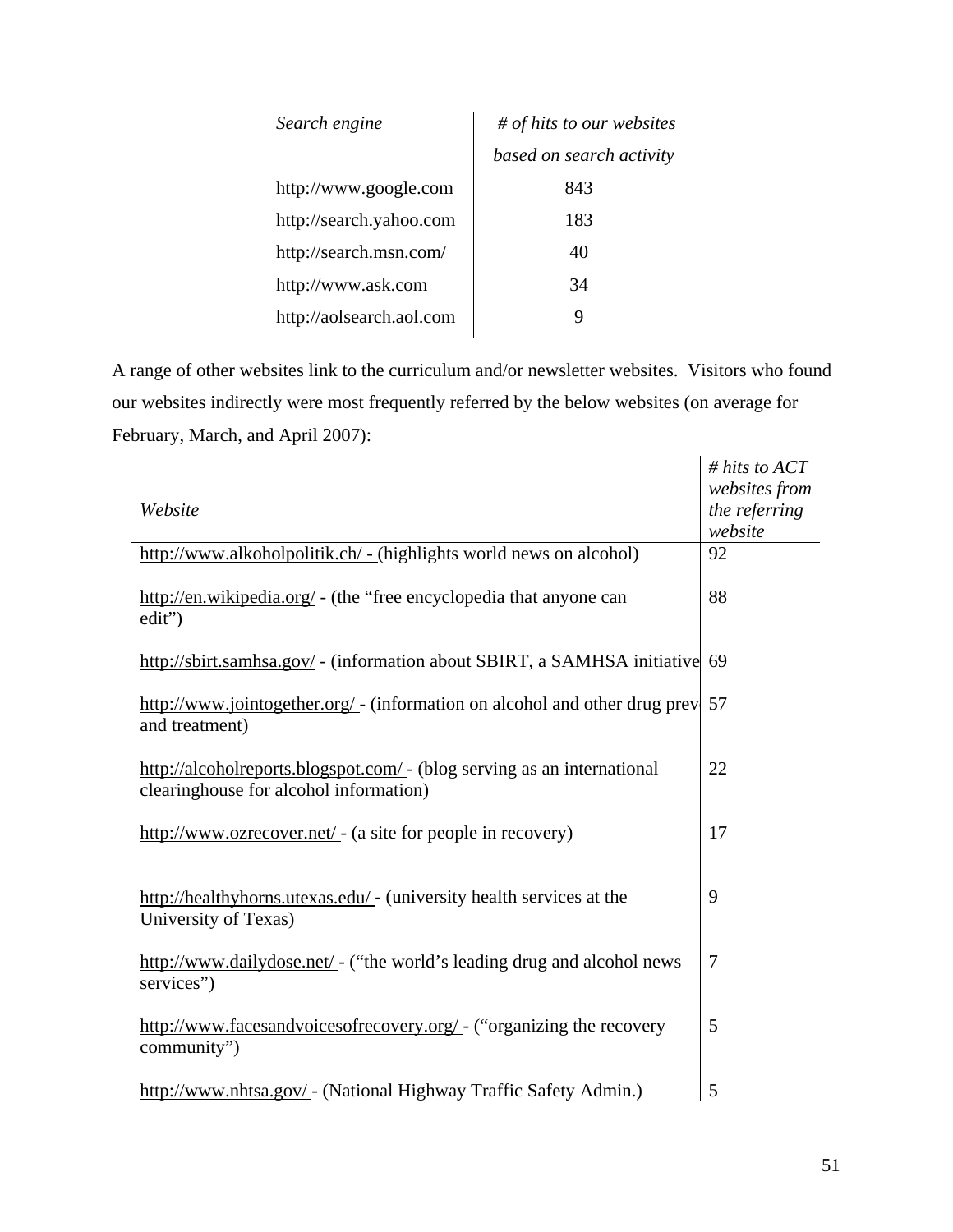| *Search engine* | *# of hits to our websites based on search activity* |
|---|---|
| http://www.google.com | 843 |
| http://search.yahoo.com | 183 |
| http://search.msn.com/ | 40 |
| http://www.ask.com | 34 |
| http://aolsearch.aol.com | 9 |

A range of other websites link to the curriculum and/or newsletter websites. Visitors who found our websites indirectly were most frequently referred by the below websites (on average for February, March, and April 2007):

| *Website* | *# hits to ACT websites from the referring website* |
|---|---|
| http://www.alkoholpolitik.ch/ - (highlights world news on alcohol) | 92 |
| http://en.wikipedia.org/ - (the "free encyclopedia that anyone can edit") | 88 |
| http://sbirt.samhsa.gov/ - (information about SBIRT, a SAMHSA initiative | 69 |
| http://www.jointogether.org/ - (information on alcohol and other drug prev and treatment) | 57 |
| http://alcoholreports.blogspot.com/ - (blog serving as an international clearinghouse for alcohol information) | 22 |
| http://www.ozrecover.net/ - (a site for people in recovery) | 17 |
| http://healthyhorns.utexas.edu/ - (university health services at the University of Texas) | 9 |
| http://www.dailydose.net/ - ("the world's leading drug and alcohol news services") | 7 |
| http://www.facesandvoicesofrecovery.org/ - ("organizing the recovery community") | 5 |
| http://www.nhtsa.gov/ - (National Highway Traffic Safety Admin.) | 5 |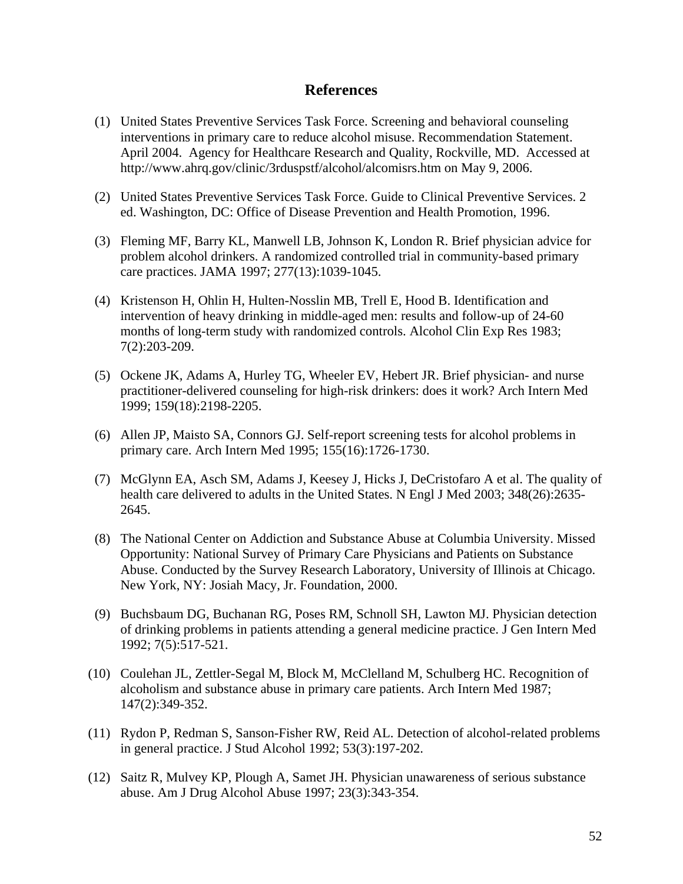## References

(1) United States Preventive Services Task Force. Screening and behavioral counseling interventions in primary care to reduce alcohol misuse. Recommendation Statement. April 2004. Agency for Healthcare Research and Quality, Rockville, MD. Accessed at http://www.ahrq.gov/clinic/3rduspstf/alcohol/alcomisrs.htm on May 9, 2006.

(2) United States Preventive Services Task Force. Guide to Clinical Preventive Services. 2 ed. Washington, DC: Office of Disease Prevention and Health Promotion, 1996.

(3) Fleming MF, Barry KL, Manwell LB, Johnson K, London R. Brief physician advice for problem alcohol drinkers. A randomized controlled trial in community-based primary care practices. JAMA 1997; 277(13):1039-1045.

(4) Kristenson H, Ohlin H, Hulten-Nosslin MB, Trell E, Hood B. Identification and intervention of heavy drinking in middle-aged men: results and follow-up of 24-60 months of long-term study with randomized controls. Alcohol Clin Exp Res 1983; 7(2):203-209.

(5) Ockene JK, Adams A, Hurley TG, Wheeler EV, Hebert JR. Brief physician- and nurse practitioner-delivered counseling for high-risk drinkers: does it work? Arch Intern Med 1999; 159(18):2198-2205.

(6) Allen JP, Maisto SA, Connors GJ. Self-report screening tests for alcohol problems in primary care. Arch Intern Med 1995; 155(16):1726-1730.

(7) McGlynn EA, Asch SM, Adams J, Keesey J, Hicks J, DeCristofaro A et al. The quality of health care delivered to adults in the United States. N Engl J Med 2003; 348(26):2635-2645.

(8) The National Center on Addiction and Substance Abuse at Columbia University. Missed Opportunity: National Survey of Primary Care Physicians and Patients on Substance Abuse. Conducted by the Survey Research Laboratory, University of Illinois at Chicago. New York, NY: Josiah Macy, Jr. Foundation, 2000.

(9) Buchsbaum DG, Buchanan RG, Poses RM, Schnoll SH, Lawton MJ. Physician detection of drinking problems in patients attending a general medicine practice. J Gen Intern Med 1992; 7(5):517-521.

(10) Coulehan JL, Zettler-Segal M, Block M, McClelland M, Schulberg HC. Recognition of alcoholism and substance abuse in primary care patients. Arch Intern Med 1987; 147(2):349-352.

(11) Rydon P, Redman S, Sanson-Fisher RW, Reid AL. Detection of alcohol-related problems in general practice. J Stud Alcohol 1992; 53(3):197-202.

(12) Saitz R, Mulvey KP, Plough A, Samet JH. Physician unawareness of serious substance abuse. Am J Drug Alcohol Abuse 1997; 23(3):343-354.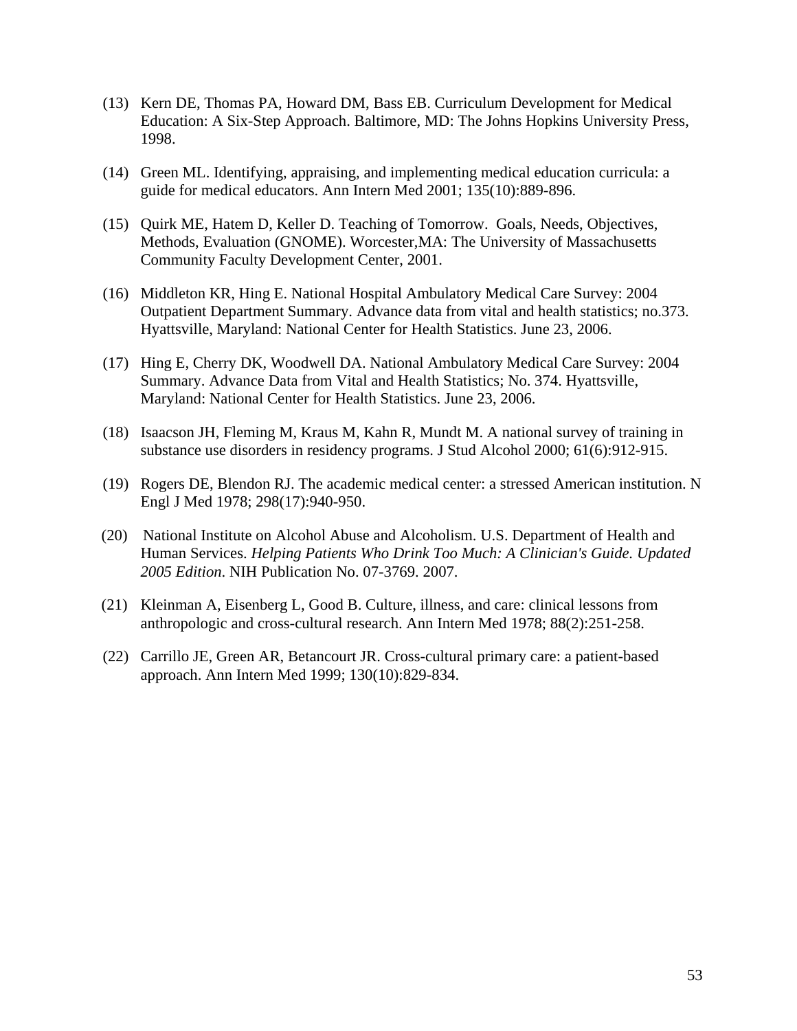(13) Kern DE, Thomas PA, Howard DM, Bass EB. Curriculum Development for Medical Education: A Six-Step Approach. Baltimore, MD: The Johns Hopkins University Press, 1998.

(14) Green ML. Identifying, appraising, and implementing medical education curricula: a guide for medical educators. Ann Intern Med 2001; 135(10):889-896.

(15) Quirk ME, Hatem D, Keller D. Teaching of Tomorrow. Goals, Needs, Objectives, Methods, Evaluation (GNOME). Worcester,MA: The University of Massachusetts Community Faculty Development Center, 2001.

(16) Middleton KR, Hing E. National Hospital Ambulatory Medical Care Survey: 2004 Outpatient Department Summary. Advance data from vital and health statistics; no.373. Hyattsville, Maryland: National Center for Health Statistics. June 23, 2006.

(17) Hing E, Cherry DK, Woodwell DA. National Ambulatory Medical Care Survey: 2004 Summary. Advance Data from Vital and Health Statistics; No. 374. Hyattsville, Maryland: National Center for Health Statistics. June 23, 2006.

(18) Isaacson JH, Fleming M, Kraus M, Kahn R, Mundt M. A national survey of training in substance use disorders in residency programs. J Stud Alcohol 2000; 61(6):912-915.

(19) Rogers DE, Blendon RJ. The academic medical center: a stressed American institution. N Engl J Med 1978; 298(17):940-950.

(20) National Institute on Alcohol Abuse and Alcoholism. U.S. Department of Health and Human Services. *Helping Patients Who Drink Too Much: A Clinician's Guide. Updated 2005 Edition*. NIH Publication No. 07-3769. 2007.

(21) Kleinman A, Eisenberg L, Good B. Culture, illness, and care: clinical lessons from anthropologic and cross-cultural research. Ann Intern Med 1978; 88(2):251-258.

(22) Carrillo JE, Green AR, Betancourt JR. Cross-cultural primary care: a patient-based approach. Ann Intern Med 1999; 130(10):829-834.